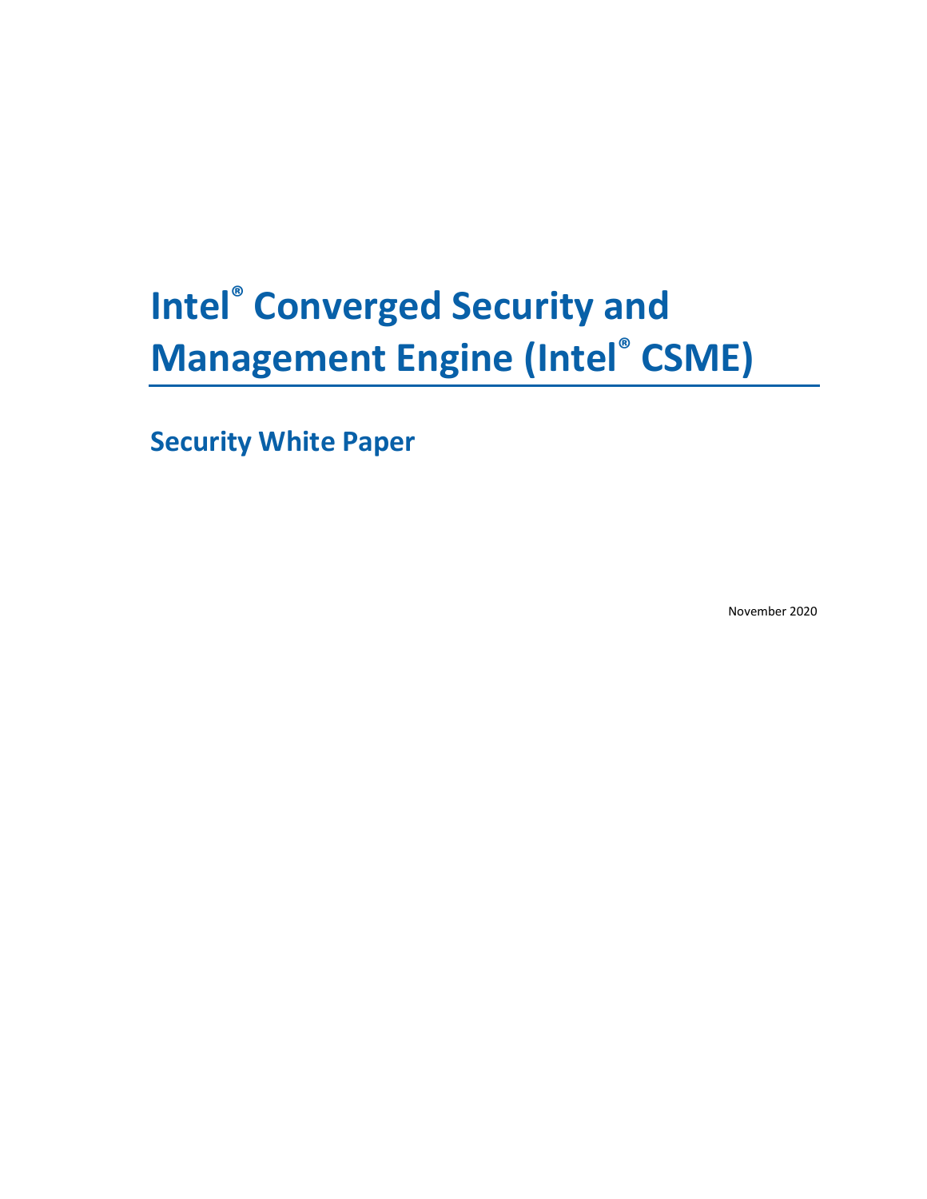# Intel® Converged Security and Management Engine (Intel® CSME)

## Security White Paper

November 2020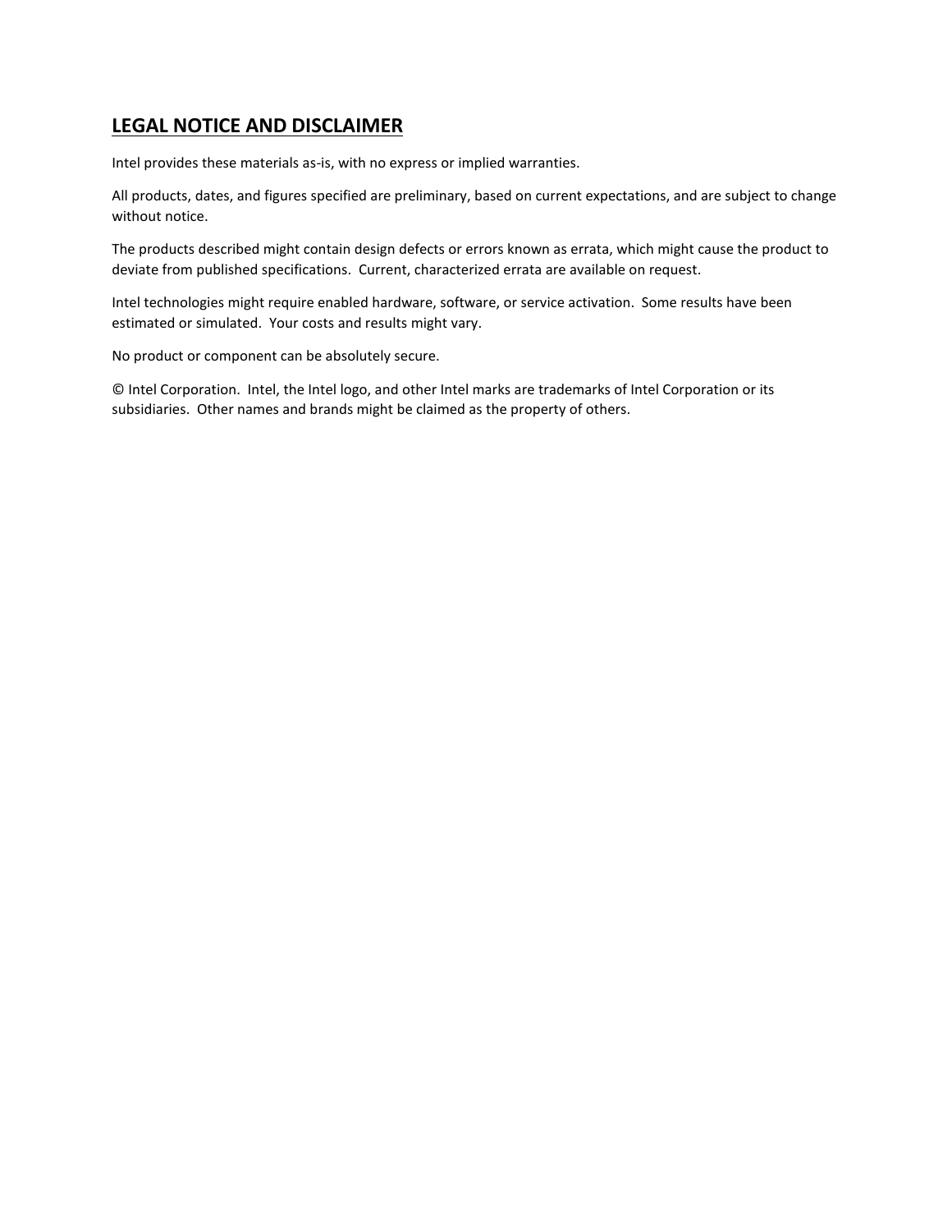## LEGAL NOTICE AND DISCLAIMER

Intel provides these materials as-is, with no express or implied warranties.

All products, dates, and figures specified are preliminary, based on current expectations, and are subject to change without notice.

The products described might contain design defects or errors known as errata, which might cause the product to deviate from published specifications. Current, characterized errata are available on request.

Intel technologies might require enabled hardware, software, or service activation. Some results have been estimated or simulated. Your costs and results might vary.

No product or component can be absolutely secure.

© Intel Corporation. Intel, the Intel logo, and other Intel marks are trademarks of Intel Corporation or its subsidiaries. Other names and brands might be claimed as the property of others.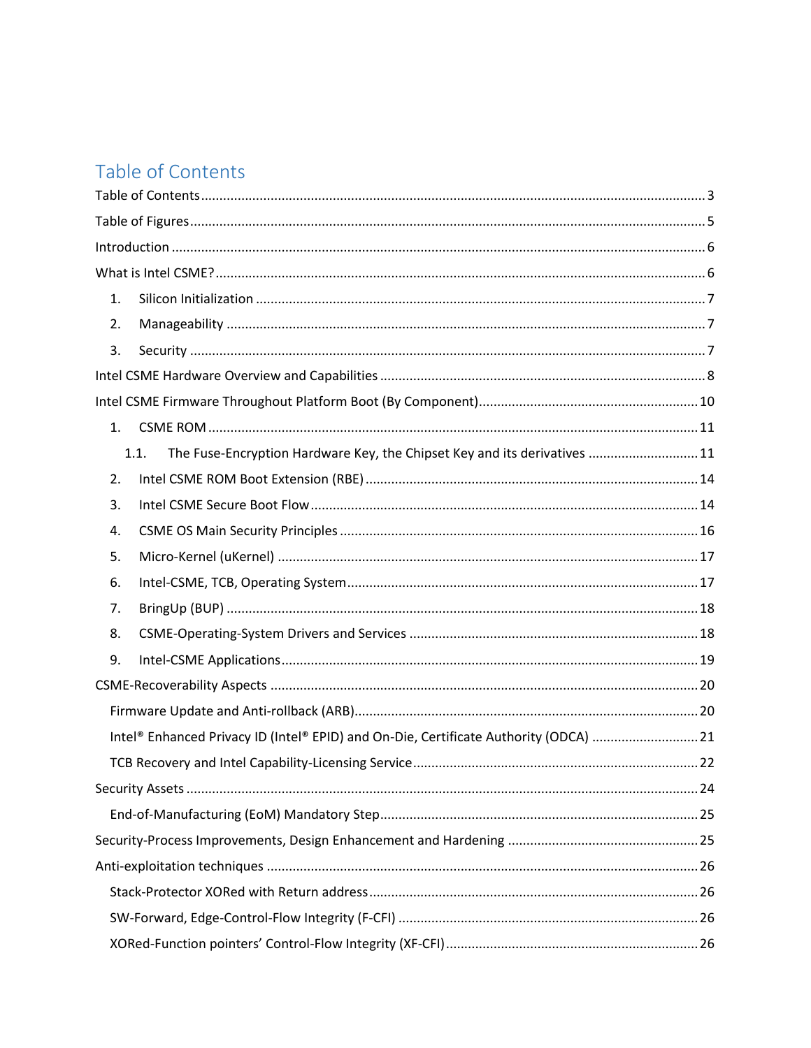# Table of Contents

Table of Contents ..... 3

Table of Figures ..... 5

Introduction ..... 6

What is Intel CSME? ..... 6

1. Silicon Initialization ..... 7
2. Manageability ..... 7
3. Security ..... 7

Intel CSME Hardware Overview and Capabilities ..... 8

Intel CSME Firmware Throughout Platform Boot (By Component) ..... 10

1. CSME ROM ..... 11
   1.1. The Fuse-Encryption Hardware Key, the Chipset Key and its derivatives ..... 11
2. Intel CSME ROM Boot Extension (RBE) ..... 14
3. Intel CSME Secure Boot Flow ..... 14
4. CSME OS Main Security Principles ..... 16
5. Micro-Kernel (uKernel) ..... 17
6. Intel-CSME, TCB, Operating System ..... 17
7. BringUp (BUP) ..... 18
8. CSME-Operating-System Drivers and Services ..... 18
9. Intel-CSME Applications ..... 19

CSME-Recoverability Aspects ..... 20

- Firmware Update and Anti-rollback (ARB) ..... 20
- Intel® Enhanced Privacy ID (Intel® EPID) and On-Die, Certificate Authority (ODCA) ..... 21
- TCB Recovery and Intel Capability-Licensing Service ..... 22

Security Assets ..... 24

- End-of-Manufacturing (EoM) Mandatory Step ..... 25

Security-Process Improvements, Design Enhancement and Hardening ..... 25

Anti-exploitation techniques ..... 26

- Stack-Protector XORed with Return address ..... 26
- SW-Forward, Edge-Control-Flow Integrity (F-CFI) ..... 26
- XORed-Function pointers' Control-Flow Integrity (XF-CFI) ..... 26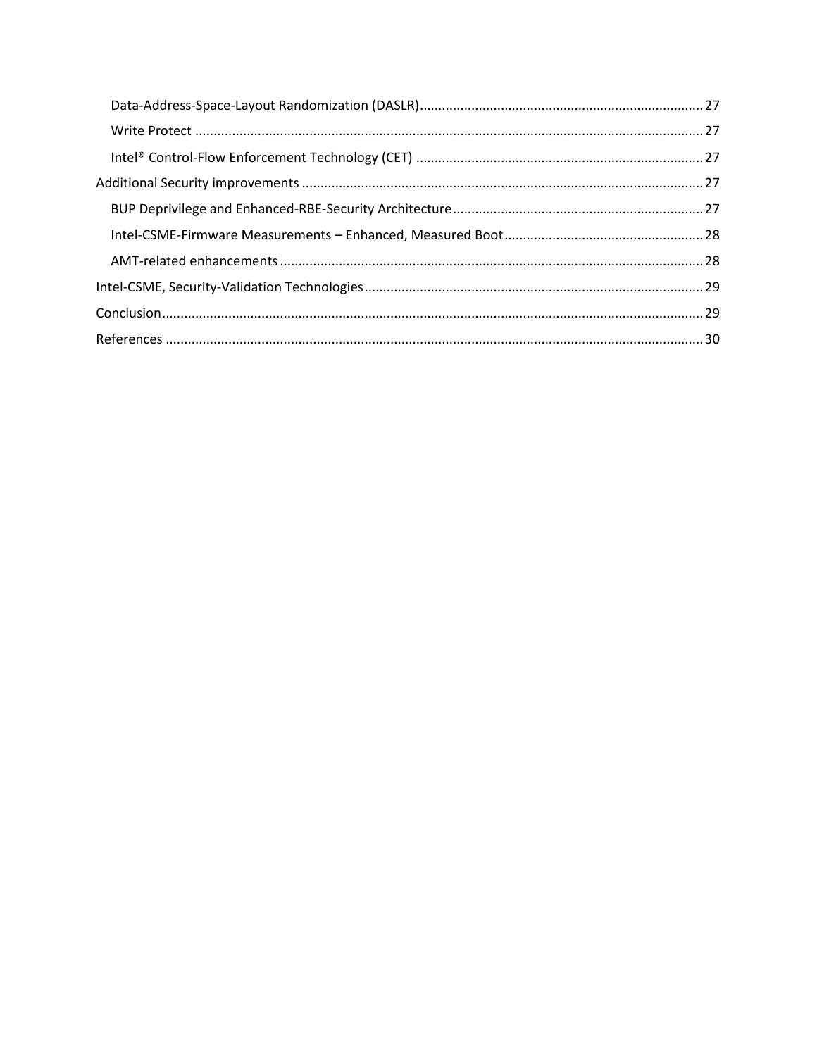- Data-Address-Space-Layout Randomization (DASLR) ... 27
- Write Protect ... 27
- Intel® Control-Flow Enforcement Technology (CET) ... 27

Additional Security improvements ... 27

- BUP Deprivilege and Enhanced-RBE-Security Architecture ... 27
- Intel-CSME-Firmware Measurements – Enhanced, Measured Boot ... 28
- AMT-related enhancements ... 28

Intel-CSME, Security-Validation Technologies ... 29

Conclusion ... 29

References ... 30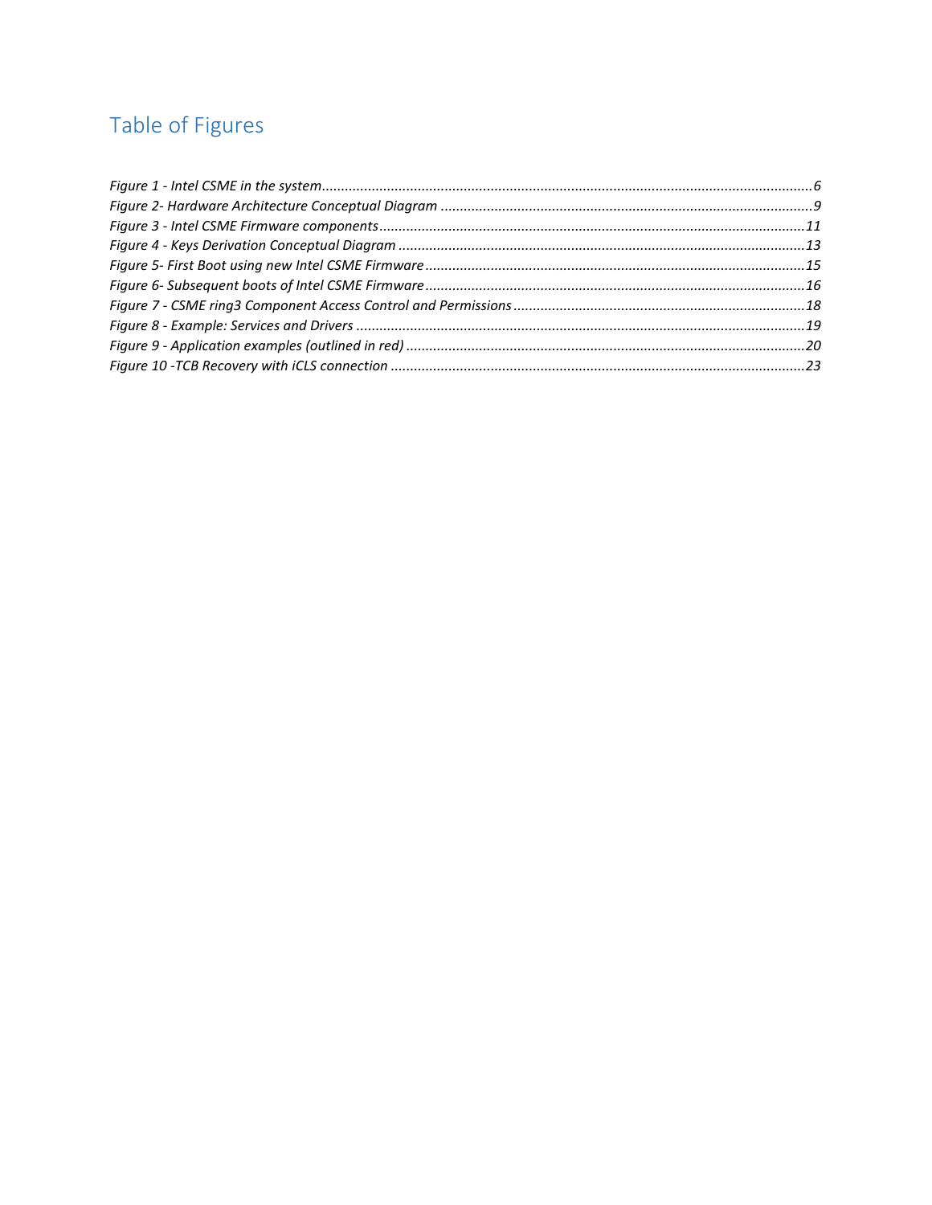# Table of Figures

*Figure 1 - Intel CSME in the system* ........................................................................ 6
*Figure 2- Hardware Architecture Conceptual Diagram* .......................................................... 9
*Figure 3 - Intel CSME Firmware components* ................................................................... 11
*Figure 4 - Keys Derivation Conceptual Diagram* ............................................................... 13
*Figure 5- First Boot using new Intel CSME Firmware* ......................................................... 15
*Figure 6- Subsequent boots of Intel CSME Firmware* .......................................................... 16
*Figure 7 - CSME ring3 Component Access Control and Permissions* ............................................. 18
*Figure 8 - Example: Services and Drivers* ..................................................................... 19
*Figure 9 - Application examples (outlined in red)* ........................................................... 20
*Figure 10 -TCB Recovery with iCLS connection* ................................................................. 23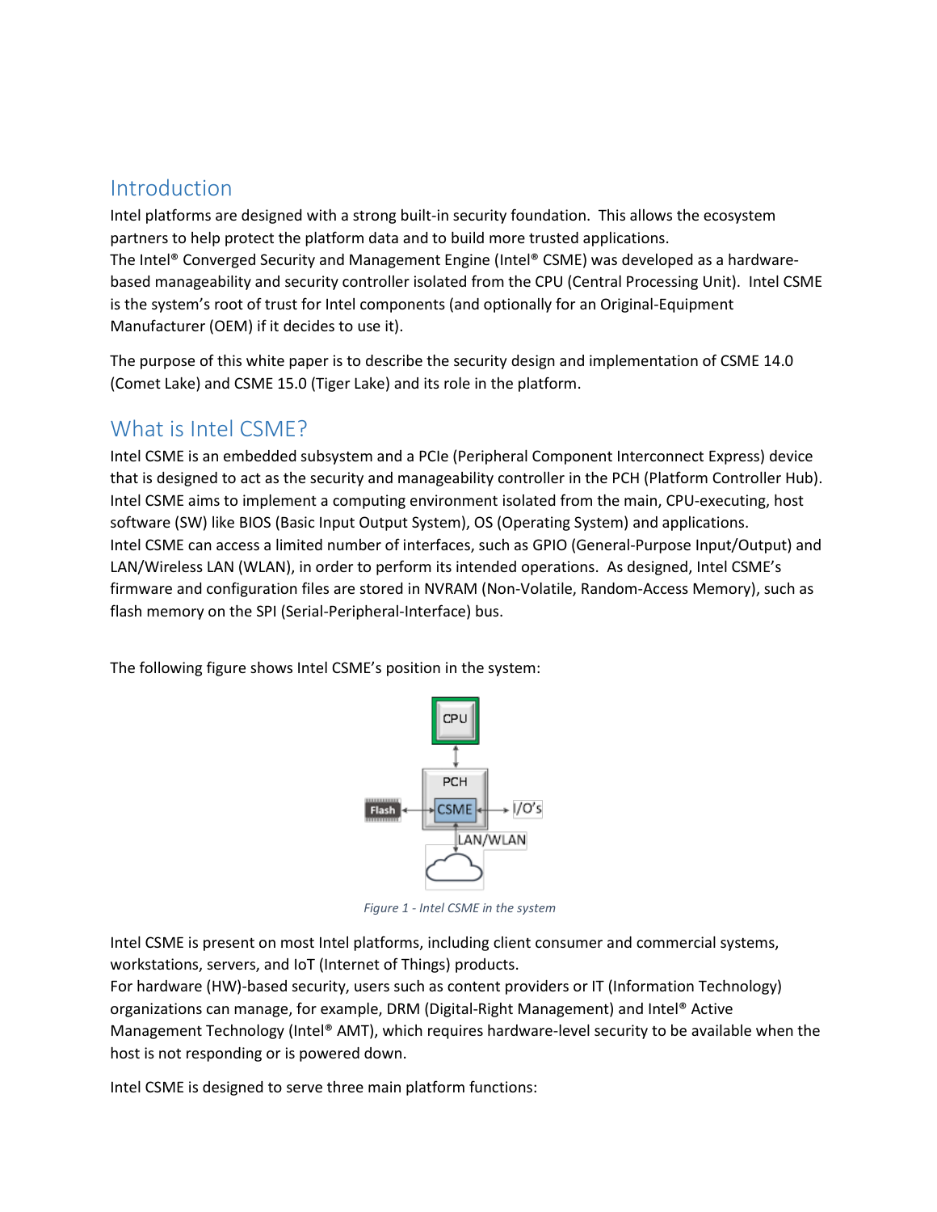## Introduction

Intel platforms are designed with a strong built-in security foundation. This allows the ecosystem partners to help protect the platform data and to build more trusted applications.
The Intel® Converged Security and Management Engine (Intel® CSME) was developed as a hardware-based manageability and security controller isolated from the CPU (Central Processing Unit). Intel CSME is the system's root of trust for Intel components (and optionally for an Original-Equipment Manufacturer (OEM) if it decides to use it).

The purpose of this white paper is to describe the security design and implementation of CSME 14.0 (Comet Lake) and CSME 15.0 (Tiger Lake) and its role in the platform.

## What is Intel CSME?

Intel CSME is an embedded subsystem and a PCIe (Peripheral Component Interconnect Express) device that is designed to act as the security and manageability controller in the PCH (Platform Controller Hub). Intel CSME aims to implement a computing environment isolated from the main, CPU-executing, host software (SW) like BIOS (Basic Input Output System), OS (Operating System) and applications.
Intel CSME can access a limited number of interfaces, such as GPIO (General-Purpose Input/Output) and LAN/Wireless LAN (WLAN), in order to perform its intended operations. As designed, Intel CSME's firmware and configuration files are stored in NVRAM (Non-Volatile, Random-Access Memory), such as flash memory on the SPI (Serial-Peripheral-Interface) bus.

The following figure shows Intel CSME's position in the system:

*Figure 1 - Intel CSME in the system*

Intel CSME is present on most Intel platforms, including client consumer and commercial systems, workstations, servers, and IoT (Internet of Things) products.
For hardware (HW)-based security, users such as content providers or IT (Information Technology) organizations can manage, for example, DRM (Digital-Right Management) and Intel® Active Management Technology (Intel® AMT), which requires hardware-level security to be available when the host is not responding or is powered down.

Intel CSME is designed to serve three main platform functions: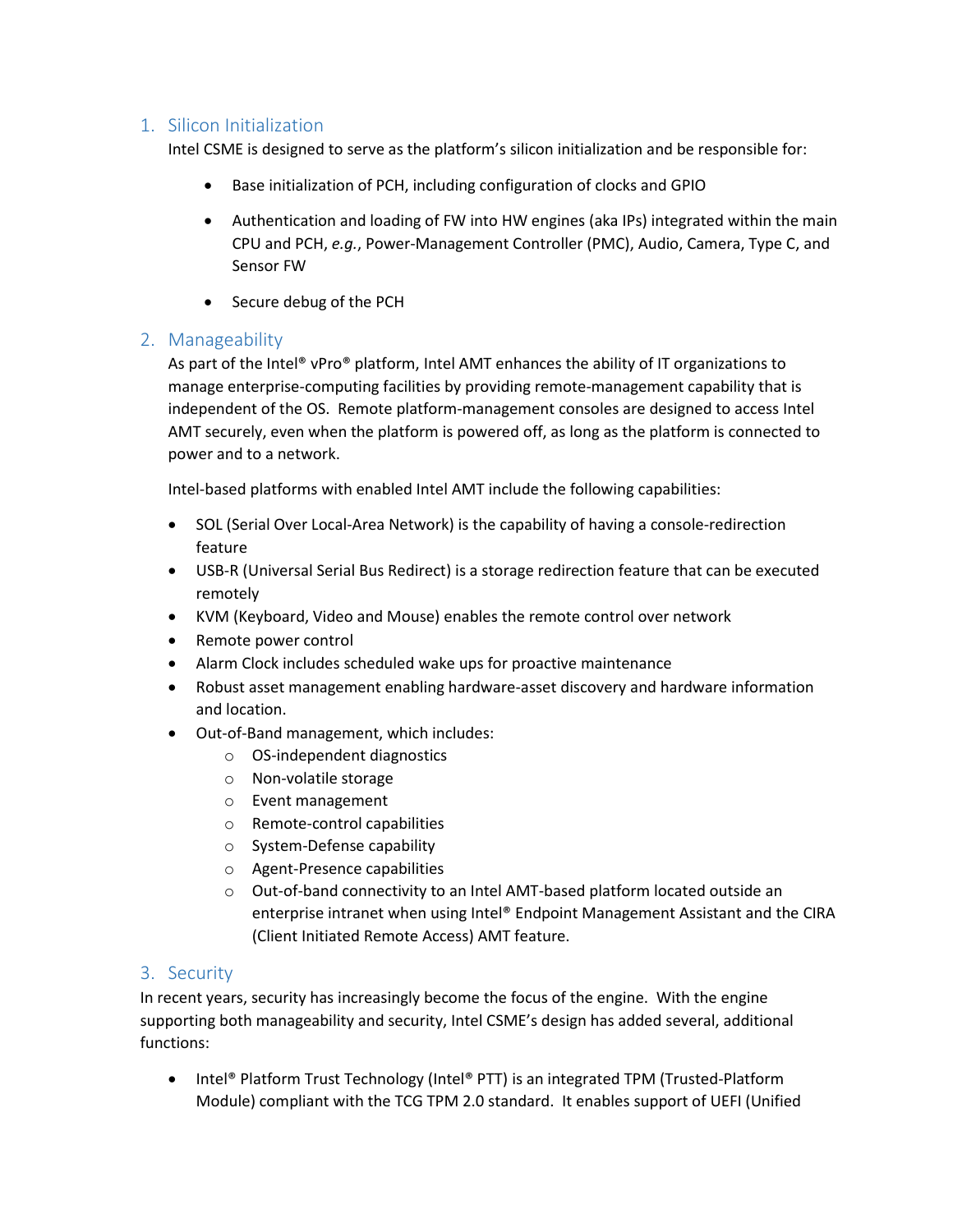## 1. Silicon Initialization

Intel CSME is designed to serve as the platform's silicon initialization and be responsible for:

- Base initialization of PCH, including configuration of clocks and GPIO
- Authentication and loading of FW into HW engines (aka IPs) integrated within the main CPU and PCH, *e.g.*, Power-Management Controller (PMC), Audio, Camera, Type C, and Sensor FW
- Secure debug of the PCH

## 2. Manageability

As part of the Intel® vPro® platform, Intel AMT enhances the ability of IT organizations to manage enterprise-computing facilities by providing remote-management capability that is independent of the OS. Remote platform-management consoles are designed to access Intel AMT securely, even when the platform is powered off, as long as the platform is connected to power and to a network.

Intel-based platforms with enabled Intel AMT include the following capabilities:

- SOL (Serial Over Local-Area Network) is the capability of having a console-redirection feature
- USB-R (Universal Serial Bus Redirect) is a storage redirection feature that can be executed remotely
- KVM (Keyboard, Video and Mouse) enables the remote control over network
- Remote power control
- Alarm Clock includes scheduled wake ups for proactive maintenance
- Robust asset management enabling hardware-asset discovery and hardware information and location.
- Out-of-Band management, which includes:
  - OS-independent diagnostics
  - Non-volatile storage
  - Event management
  - Remote-control capabilities
  - System-Defense capability
  - Agent-Presence capabilities
  - Out-of-band connectivity to an Intel AMT-based platform located outside an enterprise intranet when using Intel® Endpoint Management Assistant and the CIRA (Client Initiated Remote Access) AMT feature.

## 3. Security

In recent years, security has increasingly become the focus of the engine. With the engine supporting both manageability and security, Intel CSME's design has added several, additional functions:

- Intel® Platform Trust Technology (Intel® PTT) is an integrated TPM (Trusted-Platform Module) compliant with the TCG TPM 2.0 standard. It enables support of UEFI (Unified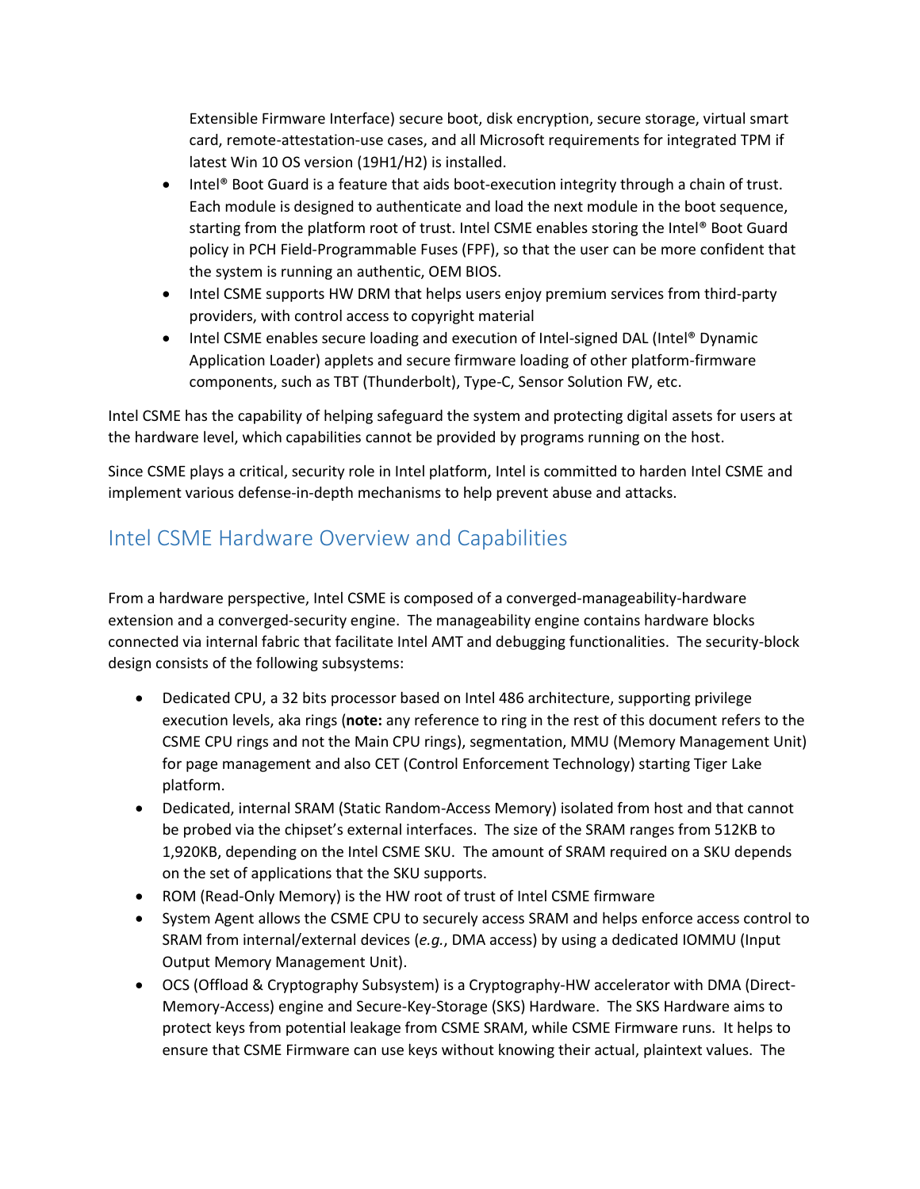Extensible Firmware Interface) secure boot, disk encryption, secure storage, virtual smart card, remote-attestation-use cases, and all Microsoft requirements for integrated TPM if latest Win 10 OS version (19H1/H2) is installed.

- Intel® Boot Guard is a feature that aids boot-execution integrity through a chain of trust. Each module is designed to authenticate and load the next module in the boot sequence, starting from the platform root of trust. Intel CSME enables storing the Intel® Boot Guard policy in PCH Field-Programmable Fuses (FPF), so that the user can be more confident that the system is running an authentic, OEM BIOS.
- Intel CSME supports HW DRM that helps users enjoy premium services from third-party providers, with control access to copyright material
- Intel CSME enables secure loading and execution of Intel-signed DAL (Intel® Dynamic Application Loader) applets and secure firmware loading of other platform-firmware components, such as TBT (Thunderbolt), Type-C, Sensor Solution FW, etc.

Intel CSME has the capability of helping safeguard the system and protecting digital assets for users at the hardware level, which capabilities cannot be provided by programs running on the host.

Since CSME plays a critical, security role in Intel platform, Intel is committed to harden Intel CSME and implement various defense-in-depth mechanisms to help prevent abuse and attacks.

## Intel CSME Hardware Overview and Capabilities

From a hardware perspective, Intel CSME is composed of a converged-manageability-hardware extension and a converged-security engine. The manageability engine contains hardware blocks connected via internal fabric that facilitate Intel AMT and debugging functionalities. The security-block design consists of the following subsystems:

- Dedicated CPU, a 32 bits processor based on Intel 486 architecture, supporting privilege execution levels, aka rings (**note:** any reference to ring in the rest of this document refers to the CSME CPU rings and not the Main CPU rings), segmentation, MMU (Memory Management Unit) for page management and also CET (Control Enforcement Technology) starting Tiger Lake platform.
- Dedicated, internal SRAM (Static Random-Access Memory) isolated from host and that cannot be probed via the chipset's external interfaces. The size of the SRAM ranges from 512KB to 1,920KB, depending on the Intel CSME SKU. The amount of SRAM required on a SKU depends on the set of applications that the SKU supports.
- ROM (Read-Only Memory) is the HW root of trust of Intel CSME firmware
- System Agent allows the CSME CPU to securely access SRAM and helps enforce access control to SRAM from internal/external devices (*e.g.*, DMA access) by using a dedicated IOMMU (Input Output Memory Management Unit).
- OCS (Offload & Cryptography Subsystem) is a Cryptography-HW accelerator with DMA (Direct-Memory-Access) engine and Secure-Key-Storage (SKS) Hardware. The SKS Hardware aims to protect keys from potential leakage from CSME SRAM, while CSME Firmware runs. It helps to ensure that CSME Firmware can use keys without knowing their actual, plaintext values. The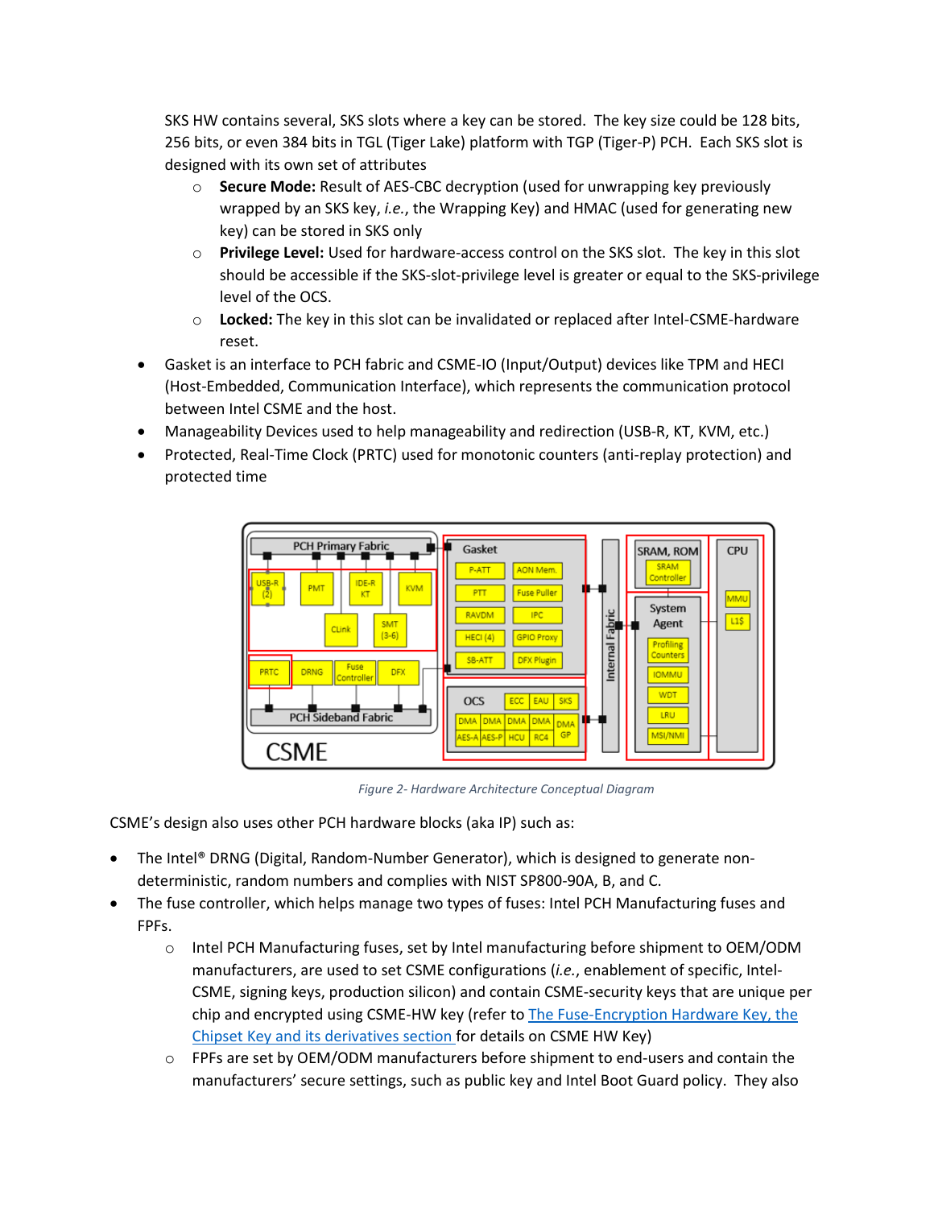SKS HW contains several, SKS slots where a key can be stored. The key size could be 128 bits, 256 bits, or even 384 bits in TGL (Tiger Lake) platform with TGP (Tiger-P) PCH. Each SKS slot is designed with its own set of attributes

- **Secure Mode:** Result of AES-CBC decryption (used for unwrapping key previously wrapped by an SKS key, *i.e.*, the Wrapping Key) and HMAC (used for generating new key) can be stored in SKS only
- **Privilege Level:** Used for hardware-access control on the SKS slot. The key in this slot should be accessible if the SKS-slot-privilege level is greater or equal to the SKS-privilege level of the OCS.
- **Locked:** The key in this slot can be invalidated or replaced after Intel-CSME-hardware reset.

- Gasket is an interface to PCH fabric and CSME-IO (Input/Output) devices like TPM and HECI (Host-Embedded, Communication Interface), which represents the communication protocol between Intel CSME and the host.
- Manageability Devices used to help manageability and redirection (USB-R, KT, KVM, etc.)
- Protected, Real-Time Clock (PRTC) used for monotonic counters (anti-replay protection) and protected time

*Figure 2- Hardware Architecture Conceptual Diagram*

CSME's design also uses other PCH hardware blocks (aka IP) such as:

- The Intel® DRNG (Digital, Random-Number Generator), which is designed to generate non-deterministic, random numbers and complies with NIST SP800-90A, B, and C.
- The fuse controller, which helps manage two types of fuses: Intel PCH Manufacturing fuses and FPFs.
  - Intel PCH Manufacturing fuses, set by Intel manufacturing before shipment to OEM/ODM manufacturers, are used to set CSME configurations (*i.e.*, enablement of specific, Intel-CSME, signing keys, production silicon) and contain CSME-security keys that are unique per chip and encrypted using CSME-HW key (refer to [The Fuse-Encryption Hardware Key, the Chipset Key and its derivatives section](#) for details on CSME HW Key)
  - FPFs are set by OEM/ODM manufacturers before shipment to end-users and contain the manufacturers' secure settings, such as public key and Intel Boot Guard policy. They also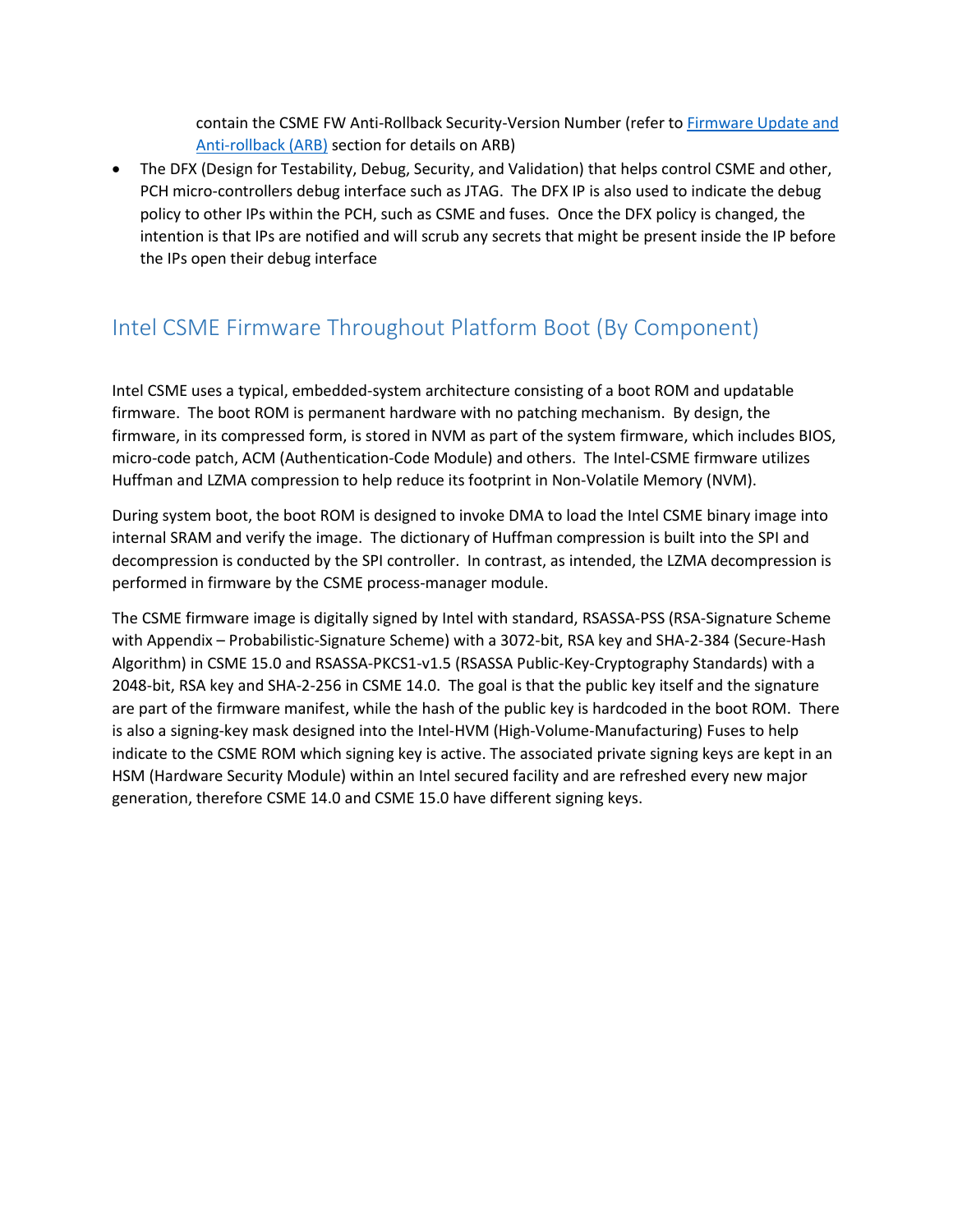contain the CSME FW Anti-Rollback Security-Version Number (refer to [Firmware Update and Anti-rollback (ARB)] section for details on ARB)

- The DFX (Design for Testability, Debug, Security, and Validation) that helps control CSME and other, PCH micro-controllers debug interface such as JTAG. The DFX IP is also used to indicate the debug policy to other IPs within the PCH, such as CSME and fuses. Once the DFX policy is changed, the intention is that IPs are notified and will scrub any secrets that might be present inside the IP before the IPs open their debug interface

## Intel CSME Firmware Throughout Platform Boot (By Component)

Intel CSME uses a typical, embedded-system architecture consisting of a boot ROM and updatable firmware. The boot ROM is permanent hardware with no patching mechanism. By design, the firmware, in its compressed form, is stored in NVM as part of the system firmware, which includes BIOS, micro-code patch, ACM (Authentication-Code Module) and others. The Intel-CSME firmware utilizes Huffman and LZMA compression to help reduce its footprint in Non-Volatile Memory (NVM).

During system boot, the boot ROM is designed to invoke DMA to load the Intel CSME binary image into internal SRAM and verify the image. The dictionary of Huffman compression is built into the SPI and decompression is conducted by the SPI controller. In contrast, as intended, the LZMA decompression is performed in firmware by the CSME process-manager module.

The CSME firmware image is digitally signed by Intel with standard, RSASSA-PSS (RSA-Signature Scheme with Appendix – Probabilistic-Signature Scheme) with a 3072-bit, RSA key and SHA-2-384 (Secure-Hash Algorithm) in CSME 15.0 and RSASSA-PKCS1-v1.5 (RSASSA Public-Key-Cryptography Standards) with a 2048-bit, RSA key and SHA-2-256 in CSME 14.0. The goal is that the public key itself and the signature are part of the firmware manifest, while the hash of the public key is hardcoded in the boot ROM. There is also a signing-key mask designed into the Intel-HVM (High-Volume-Manufacturing) Fuses to help indicate to the CSME ROM which signing key is active. The associated private signing keys are kept in an HSM (Hardware Security Module) within an Intel secured facility and are refreshed every new major generation, therefore CSME 14.0 and CSME 15.0 have different signing keys.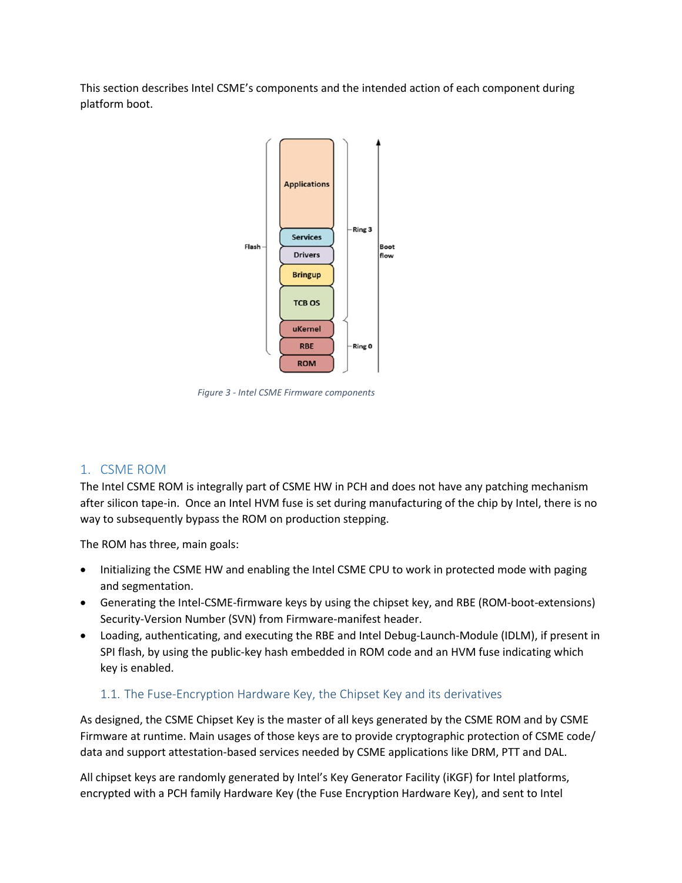This section describes Intel CSME's components and the intended action of each component during platform boot.

Figure 3 - Intel CSME Firmware components

## 1. CSME ROM

The Intel CSME ROM is integrally part of CSME HW in PCH and does not have any patching mechanism after silicon tape-in. Once an Intel HVM fuse is set during manufacturing of the chip by Intel, there is no way to subsequently bypass the ROM on production stepping.

The ROM has three, main goals:

- Initializing the CSME HW and enabling the Intel CSME CPU to work in protected mode with paging and segmentation.
- Generating the Intel-CSME-firmware keys by using the chipset key, and RBE (ROM-boot-extensions) Security-Version Number (SVN) from Firmware-manifest header.
- Loading, authenticating, and executing the RBE and Intel Debug-Launch-Module (IDLM), if present in SPI flash, by using the public-key hash embedded in ROM code and an HVM fuse indicating which key is enabled.

### 1.1. The Fuse-Encryption Hardware Key, the Chipset Key and its derivatives

As designed, the CSME Chipset Key is the master of all keys generated by the CSME ROM and by CSME Firmware at runtime. Main usages of those keys are to provide cryptographic protection of CSME code/ data and support attestation-based services needed by CSME applications like DRM, PTT and DAL.

All chipset keys are randomly generated by Intel's Key Generator Facility (iKGF) for Intel platforms, encrypted with a PCH family Hardware Key (the Fuse Encryption Hardware Key), and sent to Intel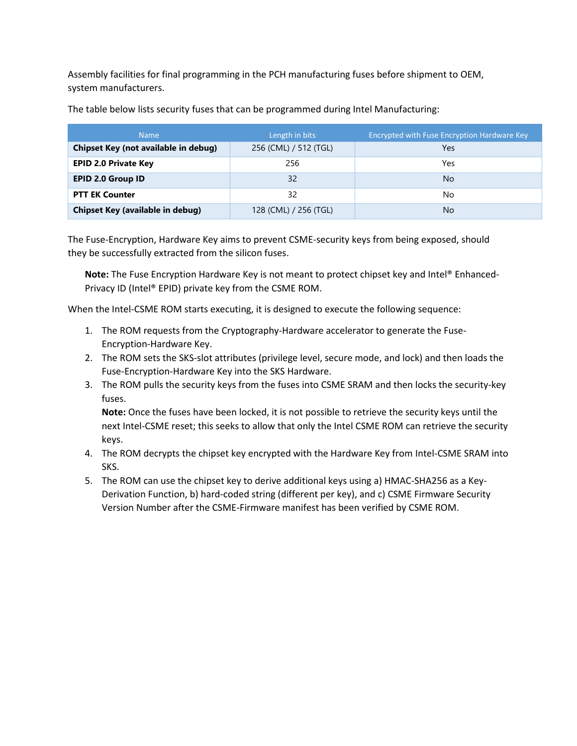Assembly facilities for final programming in the PCH manufacturing fuses before shipment to OEM, system manufacturers.

The table below lists security fuses that can be programmed during Intel Manufacturing:

| Name | Length in bits | Encrypted with Fuse Encryption Hardware Key |
|---|---|---|
| **Chipset Key (not available in debug)** | 256 (CML) / 512 (TGL) | Yes |
| **EPID 2.0 Private Key** | 256 | Yes |
| **EPID 2.0 Group ID** | 32 | No |
| **PTT EK Counter** | 32 | No |
| **Chipset Key (available in debug)** | 128 (CML) / 256 (TGL) | No |

The Fuse-Encryption, Hardware Key aims to prevent CSME-security keys from being exposed, should they be successfully extracted from the silicon fuses.

> **Note:** The Fuse Encryption Hardware Key is not meant to protect chipset key and Intel® Enhanced-Privacy ID (Intel® EPID) private key from the CSME ROM.

When the Intel-CSME ROM starts executing, it is designed to execute the following sequence:

1. The ROM requests from the Cryptography-Hardware accelerator to generate the Fuse-Encryption-Hardware Key.
2. The ROM sets the SKS-slot attributes (privilege level, secure mode, and lock) and then loads the Fuse-Encryption-Hardware Key into the SKS Hardware.
3. The ROM pulls the security keys from the fuses into CSME SRAM and then locks the security-key fuses.
   **Note:** Once the fuses have been locked, it is not possible to retrieve the security keys until the next Intel-CSME reset; this seeks to allow that only the Intel CSME ROM can retrieve the security keys.
4. The ROM decrypts the chipset key encrypted with the Hardware Key from Intel-CSME SRAM into SKS.
5. The ROM can use the chipset key to derive additional keys using a) HMAC-SHA256 as a Key-Derivation Function, b) hard-coded string (different per key), and c) CSME Firmware Security Version Number after the CSME-Firmware manifest has been verified by CSME ROM.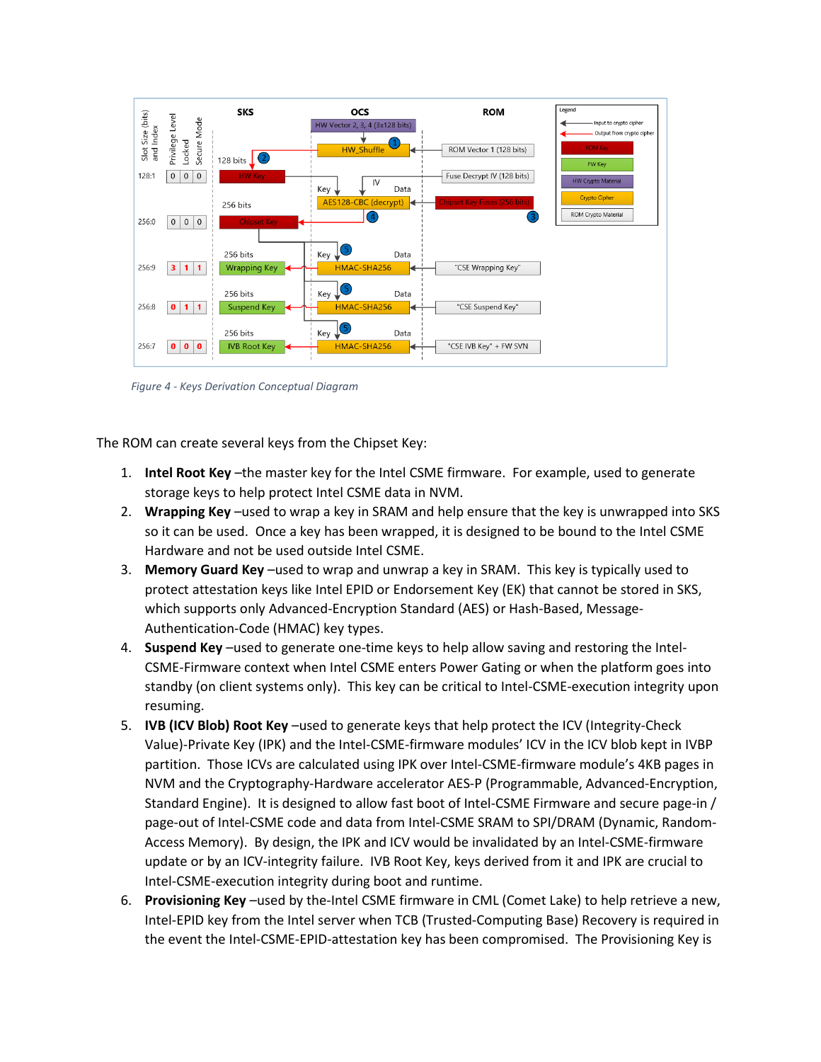Figure 4 - Keys Derivation Conceptual Diagram

The ROM can create several keys from the Chipset Key:

1. **Intel Root Key** –the master key for the Intel CSME firmware. For example, used to generate storage keys to help protect Intel CSME data in NVM.
2. **Wrapping Key** –used to wrap a key in SRAM and help ensure that the key is unwrapped into SKS so it can be used. Once a key has been wrapped, it is designed to be bound to the Intel CSME Hardware and not be used outside Intel CSME.
3. **Memory Guard Key** –used to wrap and unwrap a key in SRAM. This key is typically used to protect attestation keys like Intel EPID or Endorsement Key (EK) that cannot be stored in SKS, which supports only Advanced-Encryption Standard (AES) or Hash-Based, Message-Authentication-Code (HMAC) key types.
4. **Suspend Key** –used to generate one-time keys to help allow saving and restoring the Intel-CSME-Firmware context when Intel CSME enters Power Gating or when the platform goes into standby (on client systems only). This key can be critical to Intel-CSME-execution integrity upon resuming.
5. **IVB (ICV Blob) Root Key** –used to generate keys that help protect the ICV (Integrity-Check Value)-Private Key (IPK) and the Intel-CSME-firmware modules' ICV in the ICV blob kept in IVBP partition. Those ICVs are calculated using IPK over Intel-CSME-firmware module's 4KB pages in NVM and the Cryptography-Hardware accelerator AES-P (Programmable, Advanced-Encryption, Standard Engine). It is designed to allow fast boot of Intel-CSME Firmware and secure page-in / page-out of Intel-CSME code and data from Intel-CSME SRAM to SPI/DRAM (Dynamic, Random-Access Memory). By design, the IPK and ICV would be invalidated by an Intel-CSME-firmware update or by an ICV-integrity failure. IVB Root Key, keys derived from it and IPK are crucial to Intel-CSME-execution integrity during boot and runtime.
6. **Provisioning Key** –used by the-Intel CSME firmware in CML (Comet Lake) to help retrieve a new, Intel-EPID key from the Intel server when TCB (Trusted-Computing Base) Recovery is required in the event the Intel-CSME-EPID-attestation key has been compromised. The Provisioning Key is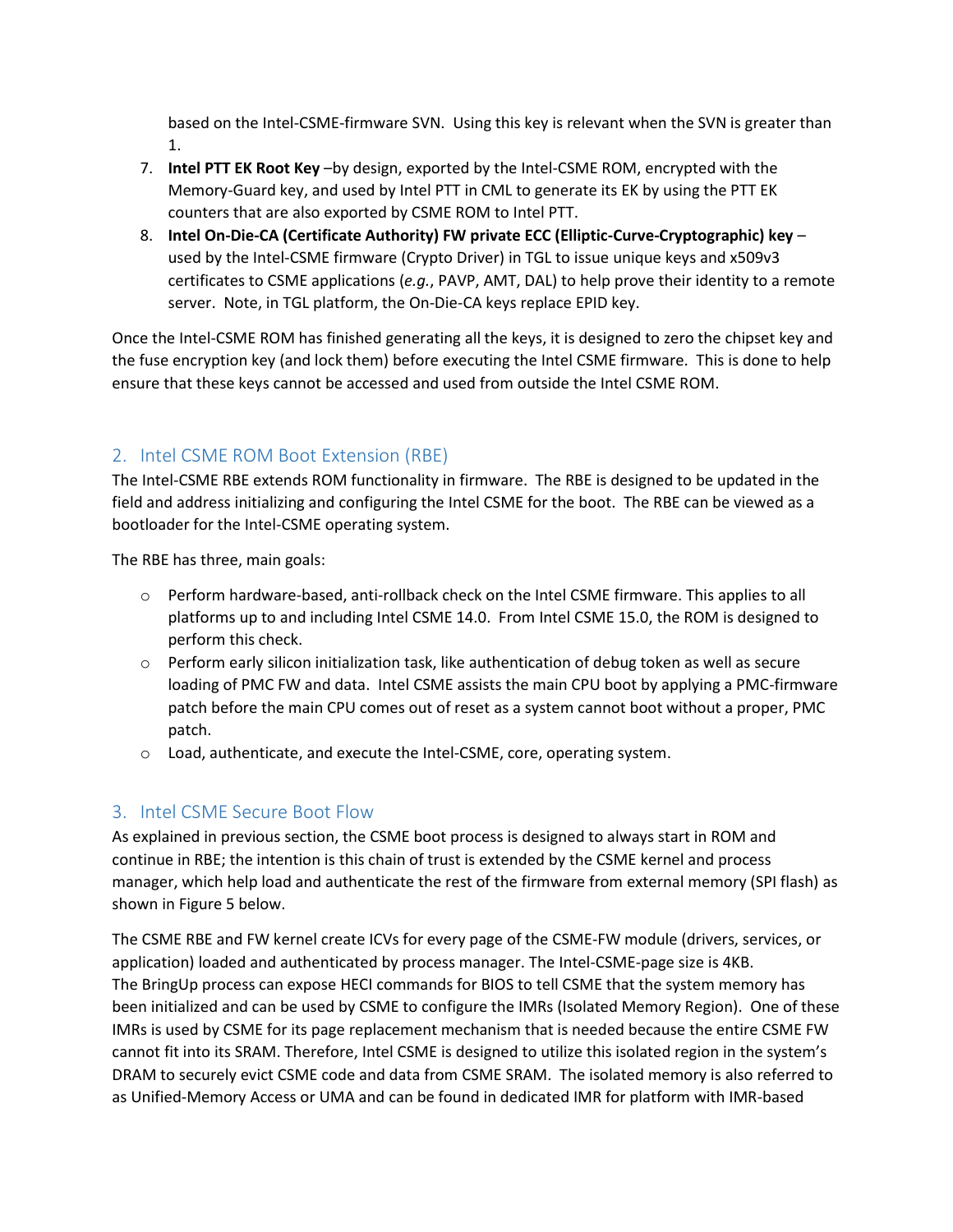based on the Intel-CSME-firmware SVN. Using this key is relevant when the SVN is greater than 1.

7. **Intel PTT EK Root Key** –by design, exported by the Intel-CSME ROM, encrypted with the Memory-Guard key, and used by Intel PTT in CML to generate its EK by using the PTT EK counters that are also exported by CSME ROM to Intel PTT.
8. **Intel On-Die-CA (Certificate Authority) FW private ECC (Elliptic-Curve-Cryptographic) key** – used by the Intel-CSME firmware (Crypto Driver) in TGL to issue unique keys and x509v3 certificates to CSME applications (*e.g.*, PAVP, AMT, DAL) to help prove their identity to a remote server. Note, in TGL platform, the On-Die-CA keys replace EPID key.

Once the Intel-CSME ROM has finished generating all the keys, it is designed to zero the chipset key and the fuse encryption key (and lock them) before executing the Intel CSME firmware. This is done to help ensure that these keys cannot be accessed and used from outside the Intel CSME ROM.

## 2. Intel CSME ROM Boot Extension (RBE)

The Intel-CSME RBE extends ROM functionality in firmware. The RBE is designed to be updated in the field and address initializing and configuring the Intel CSME for the boot. The RBE can be viewed as a bootloader for the Intel-CSME operating system.

The RBE has three, main goals:

- Perform hardware-based, anti-rollback check on the Intel CSME firmware. This applies to all platforms up to and including Intel CSME 14.0. From Intel CSME 15.0, the ROM is designed to perform this check.
- Perform early silicon initialization task, like authentication of debug token as well as secure loading of PMC FW and data. Intel CSME assists the main CPU boot by applying a PMC-firmware patch before the main CPU comes out of reset as a system cannot boot without a proper, PMC patch.
- Load, authenticate, and execute the Intel-CSME, core, operating system.

## 3. Intel CSME Secure Boot Flow

As explained in previous section, the CSME boot process is designed to always start in ROM and continue in RBE; the intention is this chain of trust is extended by the CSME kernel and process manager, which help load and authenticate the rest of the firmware from external memory (SPI flash) as shown in Figure 5 below.

The CSME RBE and FW kernel create ICVs for every page of the CSME-FW module (drivers, services, or application) loaded and authenticated by process manager. The Intel-CSME-page size is 4KB.
The BringUp process can expose HECI commands for BIOS to tell CSME that the system memory has been initialized and can be used by CSME to configure the IMRs (Isolated Memory Region). One of these IMRs is used by CSME for its page replacement mechanism that is needed because the entire CSME FW cannot fit into its SRAM. Therefore, Intel CSME is designed to utilize this isolated region in the system's DRAM to securely evict CSME code and data from CSME SRAM. The isolated memory is also referred to as Unified-Memory Access or UMA and can be found in dedicated IMR for platform with IMR-based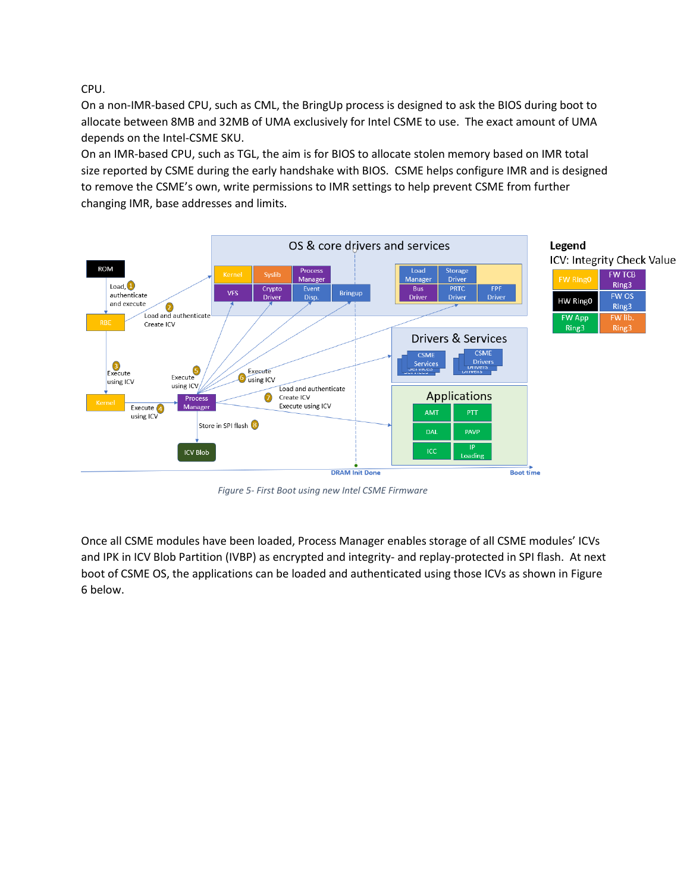CPU.

On a non-IMR-based CPU, such as CML, the BringUp process is designed to ask the BIOS during boot to allocate between 8MB and 32MB of UMA exclusively for Intel CSME to use. The exact amount of UMA depends on the Intel-CSME SKU.

On an IMR-based CPU, such as TGL, the aim is for BIOS to allocate stolen memory based on IMR total size reported by CSME during the early handshake with BIOS. CSME helps configure IMR and is designed to remove the CSME's own, write permissions to IMR settings to help prevent CSME from further changing IMR, base addresses and limits.

*Figure 5- First Boot using new Intel CSME Firmware*

Once all CSME modules have been loaded, Process Manager enables storage of all CSME modules' ICVs and IPK in ICV Blob Partition (IVBP) as encrypted and integrity- and replay-protected in SPI flash. At next boot of CSME OS, the applications can be loaded and authenticated using those ICVs as shown in Figure 6 below.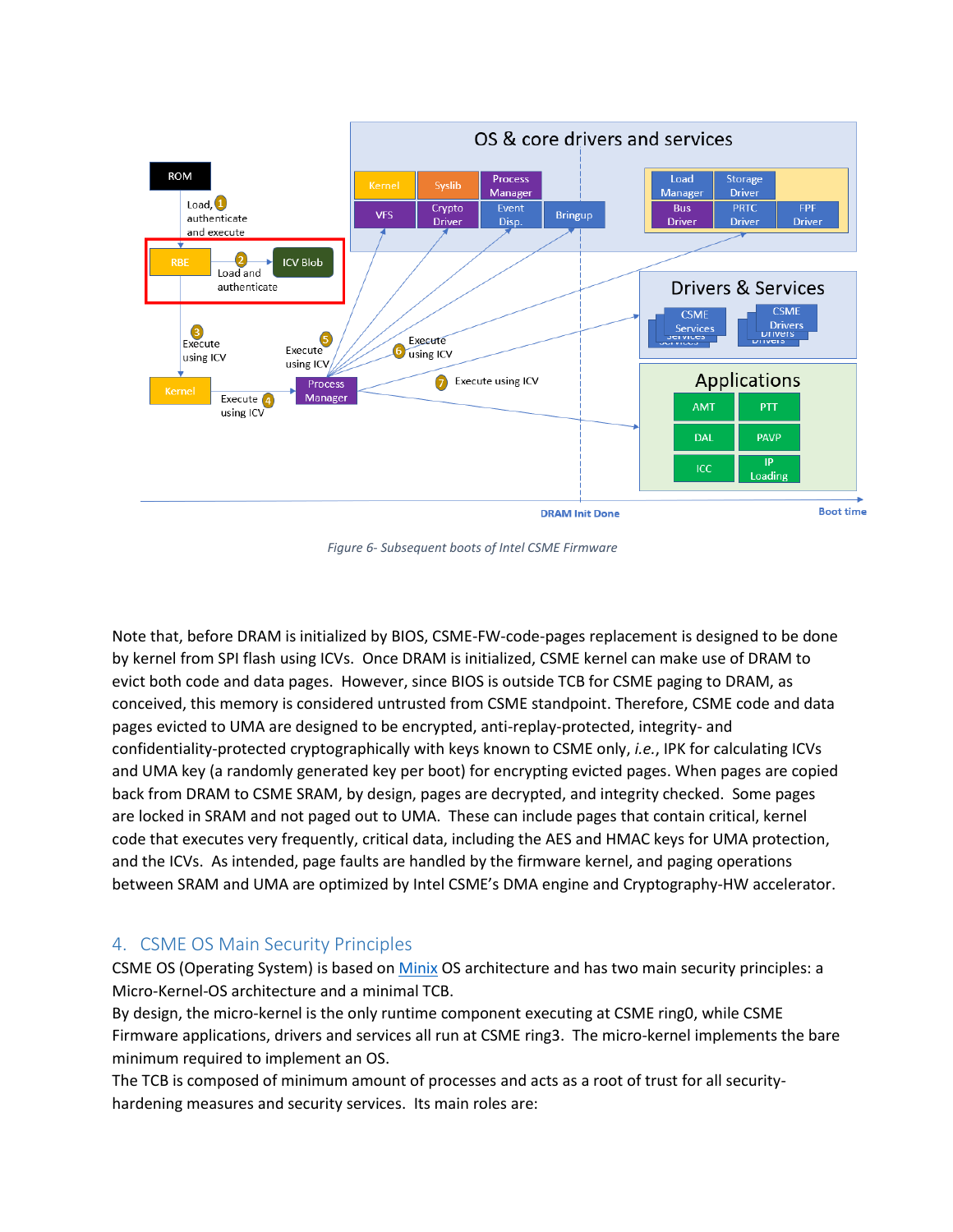Figure 6- Subsequent boots of Intel CSME Firmware

Note that, before DRAM is initialized by BIOS, CSME-FW-code-pages replacement is designed to be done by kernel from SPI flash using ICVs. Once DRAM is initialized, CSME kernel can make use of DRAM to evict both code and data pages. However, since BIOS is outside TCB for CSME paging to DRAM, as conceived, this memory is considered untrusted from CSME standpoint. Therefore, CSME code and data pages evicted to UMA are designed to be encrypted, anti-replay-protected, integrity- and confidentiality-protected cryptographically with keys known to CSME only, *i.e.*, IPK for calculating ICVs and UMA key (a randomly generated key per boot) for encrypting evicted pages. When pages are copied back from DRAM to CSME SRAM, by design, pages are decrypted, and integrity checked. Some pages are locked in SRAM and not paged out to UMA. These can include pages that contain critical, kernel code that executes very frequently, critical data, including the AES and HMAC keys for UMA protection, and the ICVs. As intended, page faults are handled by the firmware kernel, and paging operations between SRAM and UMA are optimized by Intel CSME's DMA engine and Cryptography-HW accelerator.

## 4. CSME OS Main Security Principles

CSME OS (Operating System) is based on Minix OS architecture and has two main security principles: a Micro-Kernel-OS architecture and a minimal TCB.

By design, the micro-kernel is the only runtime component executing at CSME ring0, while CSME Firmware applications, drivers and services all run at CSME ring3. The micro-kernel implements the bare minimum required to implement an OS.

The TCB is composed of minimum amount of processes and acts as a root of trust for all security-hardening measures and security services. Its main roles are: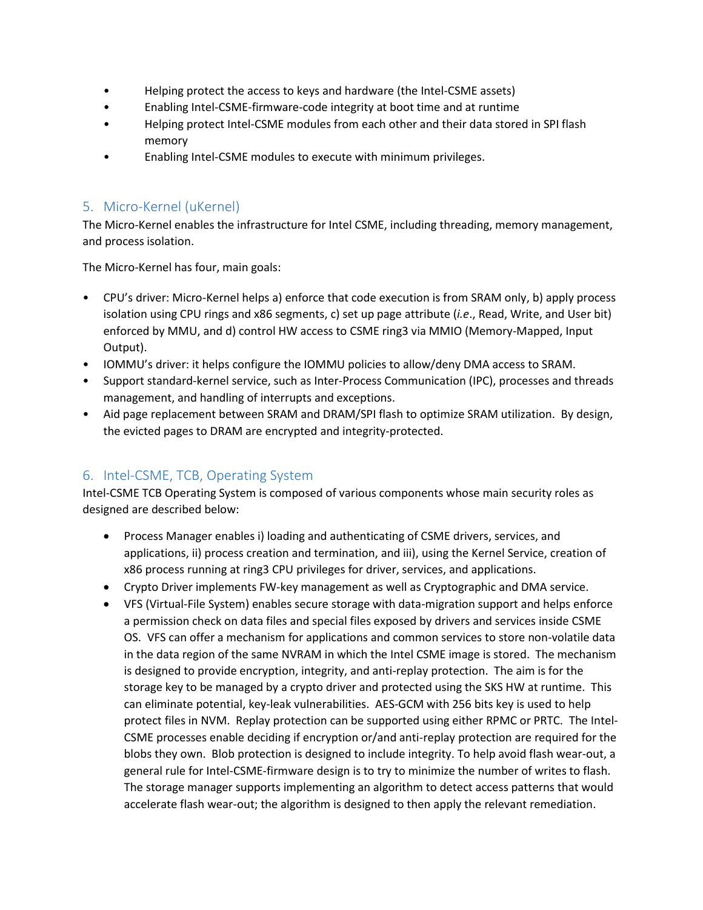- Helping protect the access to keys and hardware (the Intel-CSME assets)
- Enabling Intel-CSME-firmware-code integrity at boot time and at runtime
- Helping protect Intel-CSME modules from each other and their data stored in SPI flash memory
- Enabling Intel-CSME modules to execute with minimum privileges.

## 5. Micro-Kernel (uKernel)

The Micro-Kernel enables the infrastructure for Intel CSME, including threading, memory management, and process isolation.

The Micro-Kernel has four, main goals:

- CPU's driver: Micro-Kernel helps a) enforce that code execution is from SRAM only, b) apply process isolation using CPU rings and x86 segments, c) set up page attribute (*i.e*., Read, Write, and User bit) enforced by MMU, and d) control HW access to CSME ring3 via MMIO (Memory-Mapped, Input Output).
- IOMMU's driver: it helps configure the IOMMU policies to allow/deny DMA access to SRAM.
- Support standard-kernel service, such as Inter-Process Communication (IPC), processes and threads management, and handling of interrupts and exceptions.
- Aid page replacement between SRAM and DRAM/SPI flash to optimize SRAM utilization. By design, the evicted pages to DRAM are encrypted and integrity-protected.

## 6. Intel-CSME, TCB, Operating System

Intel-CSME TCB Operating System is composed of various components whose main security roles as designed are described below:

- Process Manager enables i) loading and authenticating of CSME drivers, services, and applications, ii) process creation and termination, and iii), using the Kernel Service, creation of x86 process running at ring3 CPU privileges for driver, services, and applications.
- Crypto Driver implements FW-key management as well as Cryptographic and DMA service.
- VFS (Virtual-File System) enables secure storage with data-migration support and helps enforce a permission check on data files and special files exposed by drivers and services inside CSME OS. VFS can offer a mechanism for applications and common services to store non-volatile data in the data region of the same NVRAM in which the Intel CSME image is stored. The mechanism is designed to provide encryption, integrity, and anti-replay protection. The aim is for the storage key to be managed by a crypto driver and protected using the SKS HW at runtime. This can eliminate potential, key-leak vulnerabilities. AES-GCM with 256 bits key is used to help protect files in NVM. Replay protection can be supported using either RPMC or PRTC. The Intel-CSME processes enable deciding if encryption or/and anti-replay protection are required for the blobs they own. Blob protection is designed to include integrity. To help avoid flash wear-out, a general rule for Intel-CSME-firmware design is to try to minimize the number of writes to flash. The storage manager supports implementing an algorithm to detect access patterns that would accelerate flash wear-out; the algorithm is designed to then apply the relevant remediation.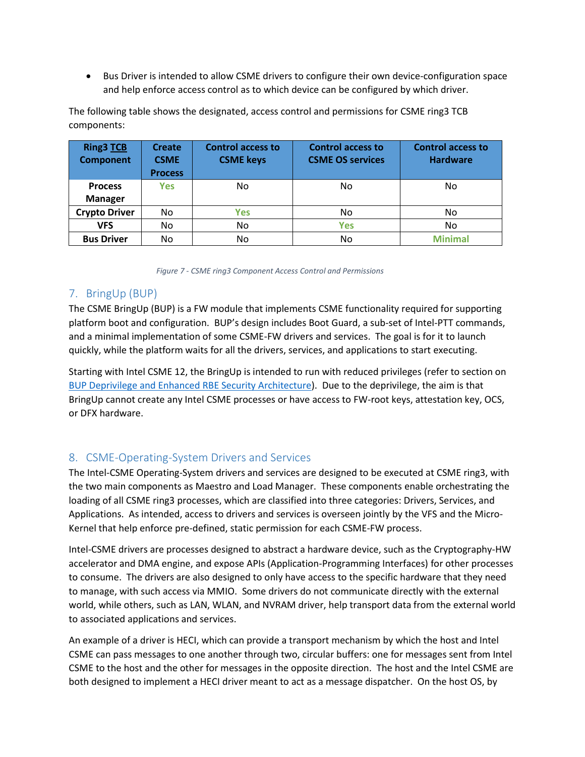- Bus Driver is intended to allow CSME drivers to configure their own device-configuration space and help enforce access control as to which device can be configured by which driver.

The following table shows the designated, access control and permissions for CSME ring3 TCB components:

| Ring3 TCB Component | Create CSME Process | Control access to CSME keys | Control access to CSME OS services | Control access to Hardware |
|---|---|---|---|---|
| **Process Manager** | Yes | No | No | No |
| **Crypto Driver** | No | Yes | No | No |
| **VFS** | No | No | Yes | No |
| **Bus Driver** | No | No | No | Minimal |

*Figure 7 - CSME ring3 Component Access Control and Permissions*

## 7. BringUp (BUP)

The CSME BringUp (BUP) is a FW module that implements CSME functionality required for supporting platform boot and configuration. BUP's design includes Boot Guard, a sub-set of Intel-PTT commands, and a minimal implementation of some CSME-FW drivers and services. The goal is for it to launch quickly, while the platform waits for all the drivers, services, and applications to start executing.

Starting with Intel CSME 12, the BringUp is intended to run with reduced privileges (refer to section on BUP Deprivilege and Enhanced RBE Security Architecture). Due to the deprivilege, the aim is that BringUp cannot create any Intel CSME processes or have access to FW-root keys, attestation key, OCS, or DFX hardware.

## 8. CSME-Operating-System Drivers and Services

The Intel-CSME Operating-System drivers and services are designed to be executed at CSME ring3, with the two main components as Maestro and Load Manager. These components enable orchestrating the loading of all CSME ring3 processes, which are classified into three categories: Drivers, Services, and Applications. As intended, access to drivers and services is overseen jointly by the VFS and the Micro-Kernel that help enforce pre-defined, static permission for each CSME-FW process.

Intel-CSME drivers are processes designed to abstract a hardware device, such as the Cryptography-HW accelerator and DMA engine, and expose APIs (Application-Programming Interfaces) for other processes to consume. The drivers are also designed to only have access to the specific hardware that they need to manage, with such access via MMIO. Some drivers do not communicate directly with the external world, while others, such as LAN, WLAN, and NVRAM driver, help transport data from the external world to associated applications and services.

An example of a driver is HECI, which can provide a transport mechanism by which the host and Intel CSME can pass messages to one another through two, circular buffers: one for messages sent from Intel CSME to the host and the other for messages in the opposite direction. The host and the Intel CSME are both designed to implement a HECI driver meant to act as a message dispatcher. On the host OS, by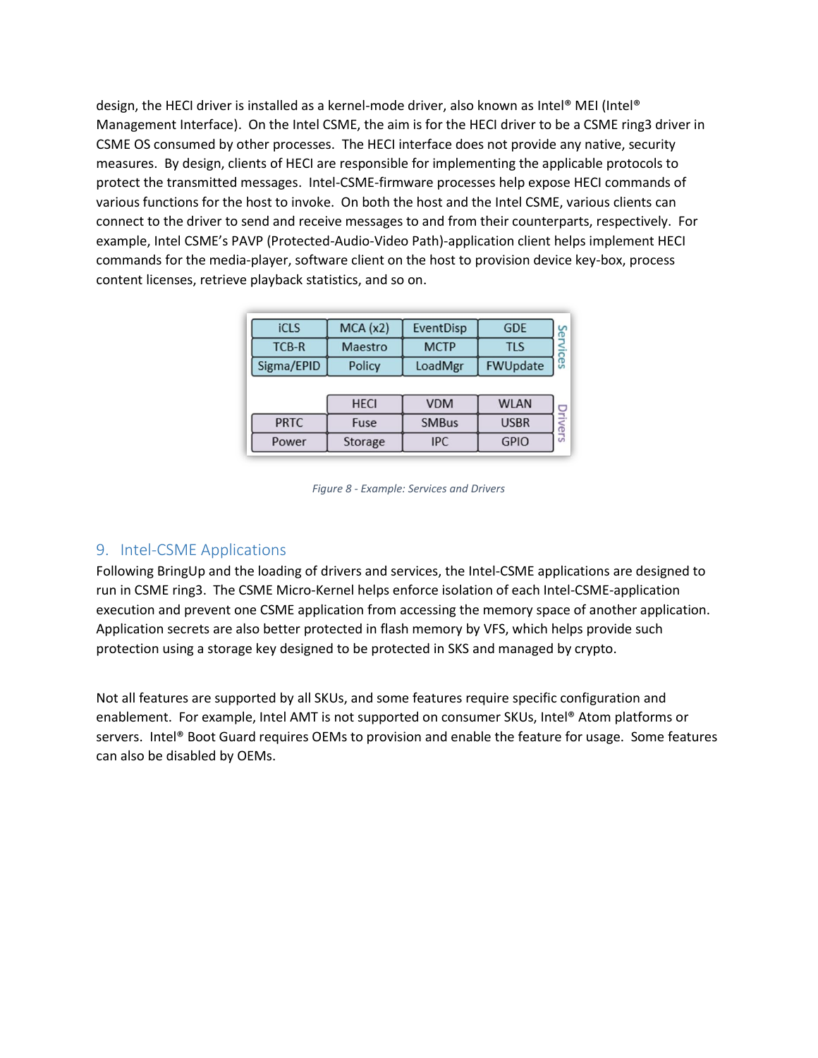design, the HECI driver is installed as a kernel-mode driver, also known as Intel® MEI (Intel® Management Interface). On the Intel CSME, the aim is for the HECI driver to be a CSME ring3 driver in CSME OS consumed by other processes. The HECI interface does not provide any native, security measures. By design, clients of HECI are responsible for implementing the applicable protocols to protect the transmitted messages. Intel-CSME-firmware processes help expose HECI commands of various functions for the host to invoke. On both the host and the Intel CSME, various clients can connect to the driver to send and receive messages to and from their counterparts, respectively. For example, Intel CSME's PAVP (Protected-Audio-Video Path)-application client helps implement HECI commands for the media-player, software client on the host to provision device key-box, process content licenses, retrieve playback statistics, and so on.

| | | | | |
|---|---|---|---|---|
| iCLS | MCA (x2) | EventDisp | GDE | Services |
| TCB-R | Maestro | MCTP | TLS | |
| Sigma/EPID | Policy | LoadMgr | FWUpdate | |
| | HECI | VDM | WLAN | Drivers |
| PRTC | Fuse | SMBus | USBR | |
| Power | Storage | IPC | GPIO | |

*Figure 8 - Example: Services and Drivers*

## 9. Intel-CSME Applications

Following BringUp and the loading of drivers and services, the Intel-CSME applications are designed to run in CSME ring3. The CSME Micro-Kernel helps enforce isolation of each Intel-CSME-application execution and prevent one CSME application from accessing the memory space of another application. Application secrets are also better protected in flash memory by VFS, which helps provide such protection using a storage key designed to be protected in SKS and managed by crypto.

Not all features are supported by all SKUs, and some features require specific configuration and enablement. For example, Intel AMT is not supported on consumer SKUs, Intel® Atom platforms or servers. Intel® Boot Guard requires OEMs to provision and enable the feature for usage. Some features can also be disabled by OEMs.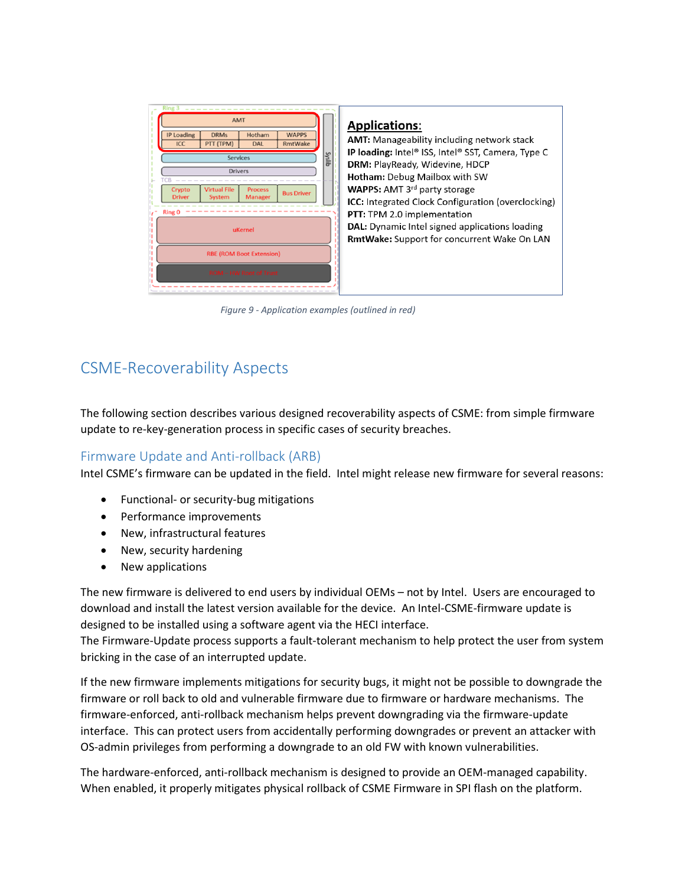**Applications:**

**AMT:** Manageability including network stack
**IP loading:** Intel® ISS, Intel® SST, Camera, Type C
**DRM:** PlayReady, Widevine, HDCP
**Hotham:** Debug Mailbox with SW
**WAPPS:** AMT 3rd party storage
**ICC:** Integrated Clock Configuration (overclocking)
**PTT:** TPM 2.0 implementation
**DAL:** Dynamic Intel signed applications loading
**RmtWake:** Support for concurrent Wake On LAN

*Figure 9 - Application examples (outlined in red)*

# CSME-Recoverability Aspects

The following section describes various designed recoverability aspects of CSME: from simple firmware update to re-key-generation process in specific cases of security breaches.

## Firmware Update and Anti-rollback (ARB)

Intel CSME's firmware can be updated in the field. Intel might release new firmware for several reasons:

- Functional- or security-bug mitigations
- Performance improvements
- New, infrastructural features
- New, security hardening
- New applications

The new firmware is delivered to end users by individual OEMs – not by Intel. Users are encouraged to download and install the latest version available for the device. An Intel-CSME-firmware update is designed to be installed using a software agent via the HECI interface.
The Firmware-Update process supports a fault-tolerant mechanism to help protect the user from system bricking in the case of an interrupted update.

If the new firmware implements mitigations for security bugs, it might not be possible to downgrade the firmware or roll back to old and vulnerable firmware due to firmware or hardware mechanisms. The firmware-enforced, anti-rollback mechanism helps prevent downgrading via the firmware-update interface. This can protect users from accidentally performing downgrades or prevent an attacker with OS-admin privileges from performing a downgrade to an old FW with known vulnerabilities.

The hardware-enforced, anti-rollback mechanism is designed to provide an OEM-managed capability. When enabled, it properly mitigates physical rollback of CSME Firmware in SPI flash on the platform.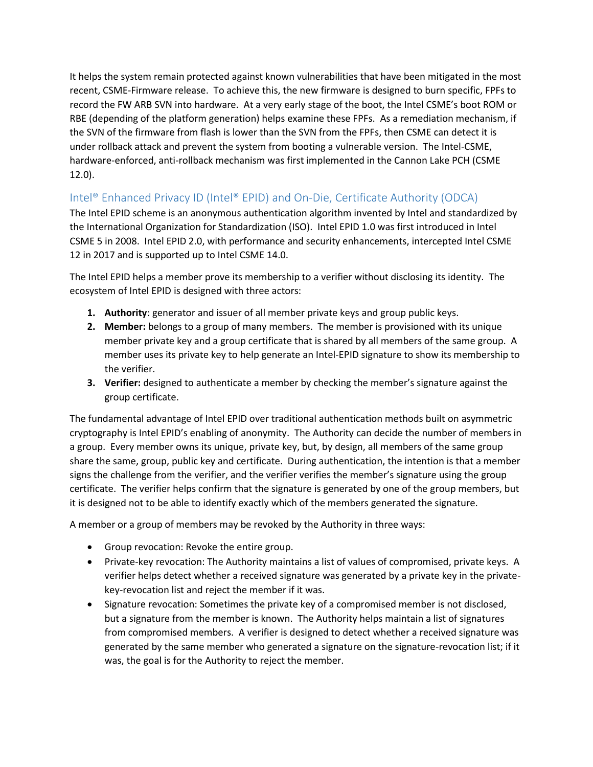It helps the system remain protected against known vulnerabilities that have been mitigated in the most recent, CSME-Firmware release. To achieve this, the new firmware is designed to burn specific, FPFs to record the FW ARB SVN into hardware. At a very early stage of the boot, the Intel CSME's boot ROM or RBE (depending of the platform generation) helps examine these FPFs. As a remediation mechanism, if the SVN of the firmware from flash is lower than the SVN from the FPFs, then CSME can detect it is under rollback attack and prevent the system from booting a vulnerable version. The Intel-CSME, hardware-enforced, anti-rollback mechanism was first implemented in the Cannon Lake PCH (CSME 12.0).

## Intel® Enhanced Privacy ID (Intel® EPID) and On-Die, Certificate Authority (ODCA)

The Intel EPID scheme is an anonymous authentication algorithm invented by Intel and standardized by the International Organization for Standardization (ISO). Intel EPID 1.0 was first introduced in Intel CSME 5 in 2008. Intel EPID 2.0, with performance and security enhancements, intercepted Intel CSME 12 in 2017 and is supported up to Intel CSME 14.0.

The Intel EPID helps a member prove its membership to a verifier without disclosing its identity. The ecosystem of Intel EPID is designed with three actors:

1. **Authority**: generator and issuer of all member private keys and group public keys.
2. **Member:** belongs to a group of many members. The member is provisioned with its unique member private key and a group certificate that is shared by all members of the same group. A member uses its private key to help generate an Intel-EPID signature to show its membership to the verifier.
3. **Verifier:** designed to authenticate a member by checking the member's signature against the group certificate.

The fundamental advantage of Intel EPID over traditional authentication methods built on asymmetric cryptography is Intel EPID's enabling of anonymity. The Authority can decide the number of members in a group. Every member owns its unique, private key, but, by design, all members of the same group share the same, group, public key and certificate. During authentication, the intention is that a member signs the challenge from the verifier, and the verifier verifies the member's signature using the group certificate. The verifier helps confirm that the signature is generated by one of the group members, but it is designed not to be able to identify exactly which of the members generated the signature.

A member or a group of members may be revoked by the Authority in three ways:

- Group revocation: Revoke the entire group.
- Private-key revocation: The Authority maintains a list of values of compromised, private keys. A verifier helps detect whether a received signature was generated by a private key in the private-key-revocation list and reject the member if it was.
- Signature revocation: Sometimes the private key of a compromised member is not disclosed, but a signature from the member is known. The Authority helps maintain a list of signatures from compromised members. A verifier is designed to detect whether a received signature was generated by the same member who generated a signature on the signature-revocation list; if it was, the goal is for the Authority to reject the member.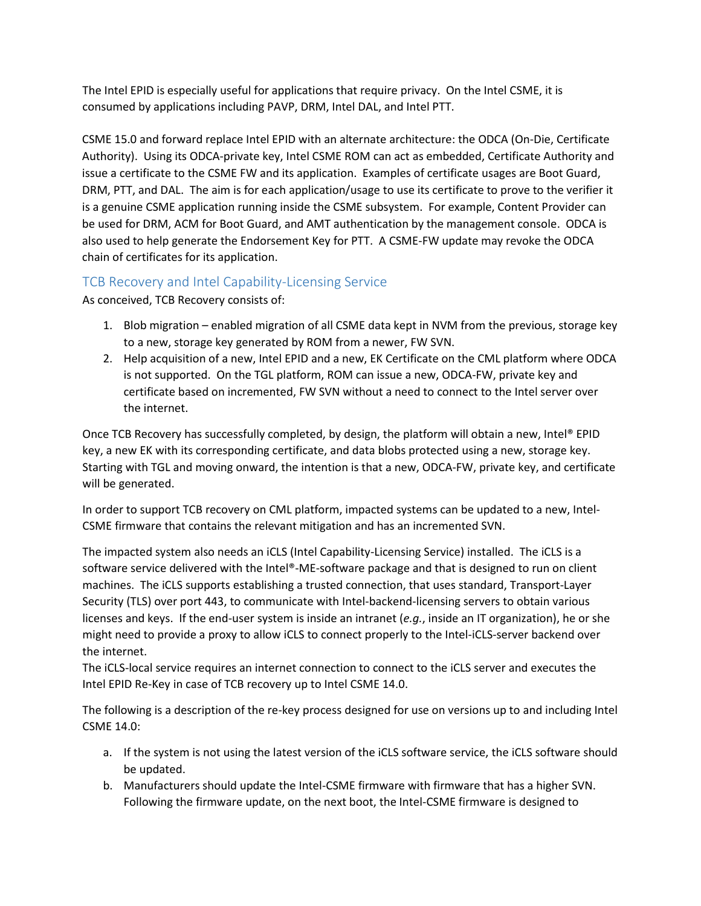The Intel EPID is especially useful for applications that require privacy. On the Intel CSME, it is consumed by applications including PAVP, DRM, Intel DAL, and Intel PTT.

CSME 15.0 and forward replace Intel EPID with an alternate architecture: the ODCA (On-Die, Certificate Authority). Using its ODCA-private key, Intel CSME ROM can act as embedded, Certificate Authority and issue a certificate to the CSME FW and its application. Examples of certificate usages are Boot Guard, DRM, PTT, and DAL. The aim is for each application/usage to use its certificate to prove to the verifier it is a genuine CSME application running inside the CSME subsystem. For example, Content Provider can be used for DRM, ACM for Boot Guard, and AMT authentication by the management console. ODCA is also used to help generate the Endorsement Key for PTT. A CSME-FW update may revoke the ODCA chain of certificates for its application.

## TCB Recovery and Intel Capability-Licensing Service

As conceived, TCB Recovery consists of:

1. Blob migration – enabled migration of all CSME data kept in NVM from the previous, storage key to a new, storage key generated by ROM from a newer, FW SVN.
2. Help acquisition of a new, Intel EPID and a new, EK Certificate on the CML platform where ODCA is not supported. On the TGL platform, ROM can issue a new, ODCA-FW, private key and certificate based on incremented, FW SVN without a need to connect to the Intel server over the internet.

Once TCB Recovery has successfully completed, by design, the platform will obtain a new, Intel® EPID key, a new EK with its corresponding certificate, and data blobs protected using a new, storage key. Starting with TGL and moving onward, the intention is that a new, ODCA-FW, private key, and certificate will be generated.

In order to support TCB recovery on CML platform, impacted systems can be updated to a new, Intel-CSME firmware that contains the relevant mitigation and has an incremented SVN.

The impacted system also needs an iCLS (Intel Capability-Licensing Service) installed. The iCLS is a software service delivered with the Intel®-ME-software package and that is designed to run on client machines. The iCLS supports establishing a trusted connection, that uses standard, Transport-Layer Security (TLS) over port 443, to communicate with Intel-backend-licensing servers to obtain various licenses and keys. If the end-user system is inside an intranet (*e.g.*, inside an IT organization), he or she might need to provide a proxy to allow iCLS to connect properly to the Intel-iCLS-server backend over the internet.
The iCLS-local service requires an internet connection to connect to the iCLS server and executes the Intel EPID Re-Key in case of TCB recovery up to Intel CSME 14.0.

The following is a description of the re-key process designed for use on versions up to and including Intel CSME 14.0:

a. If the system is not using the latest version of the iCLS software service, the iCLS software should be updated.
b. Manufacturers should update the Intel-CSME firmware with firmware that has a higher SVN. Following the firmware update, on the next boot, the Intel-CSME firmware is designed to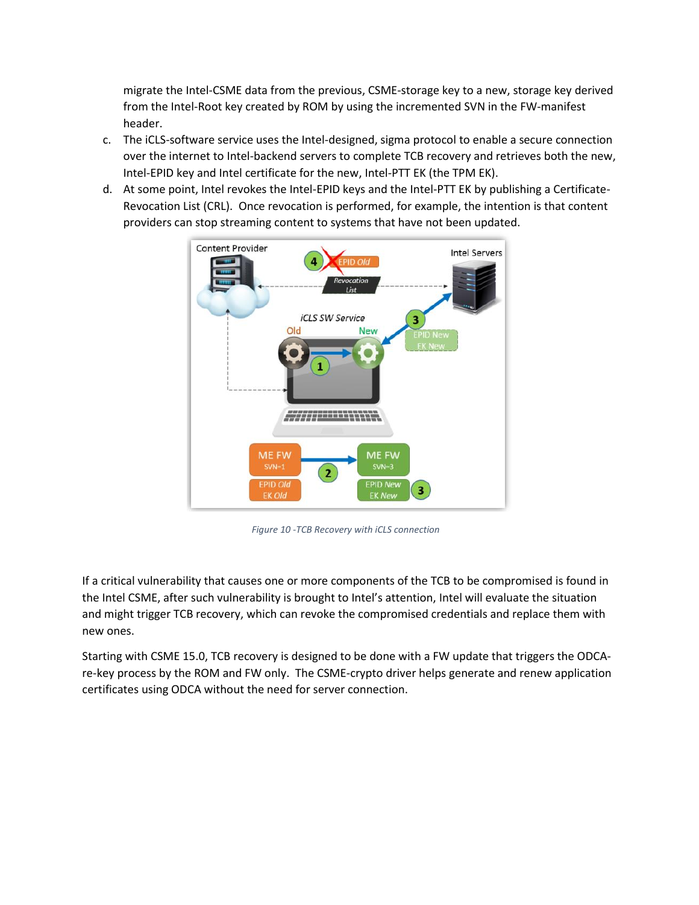migrate the Intel-CSME data from the previous, CSME-storage key to a new, storage key derived from the Intel-Root key created by ROM by using the incremented SVN in the FW-manifest header.

c. The iCLS-software service uses the Intel-designed, sigma protocol to enable a secure connection over the internet to Intel-backend servers to complete TCB recovery and retrieves both the new, Intel-EPID key and Intel certificate for the new, Intel-PTT EK (the TPM EK).

d. At some point, Intel revokes the Intel-EPID keys and the Intel-PTT EK by publishing a Certificate-Revocation List (CRL). Once revocation is performed, for example, the intention is that content providers can stop streaming content to systems that have not been updated.

*Figure 10 -TCB Recovery with iCLS connection*

If a critical vulnerability that causes one or more components of the TCB to be compromised is found in the Intel CSME, after such vulnerability is brought to Intel's attention, Intel will evaluate the situation and might trigger TCB recovery, which can revoke the compromised credentials and replace them with new ones.

Starting with CSME 15.0, TCB recovery is designed to be done with a FW update that triggers the ODCA-re-key process by the ROM and FW only. The CSME-crypto driver helps generate and renew application certificates using ODCA without the need for server connection.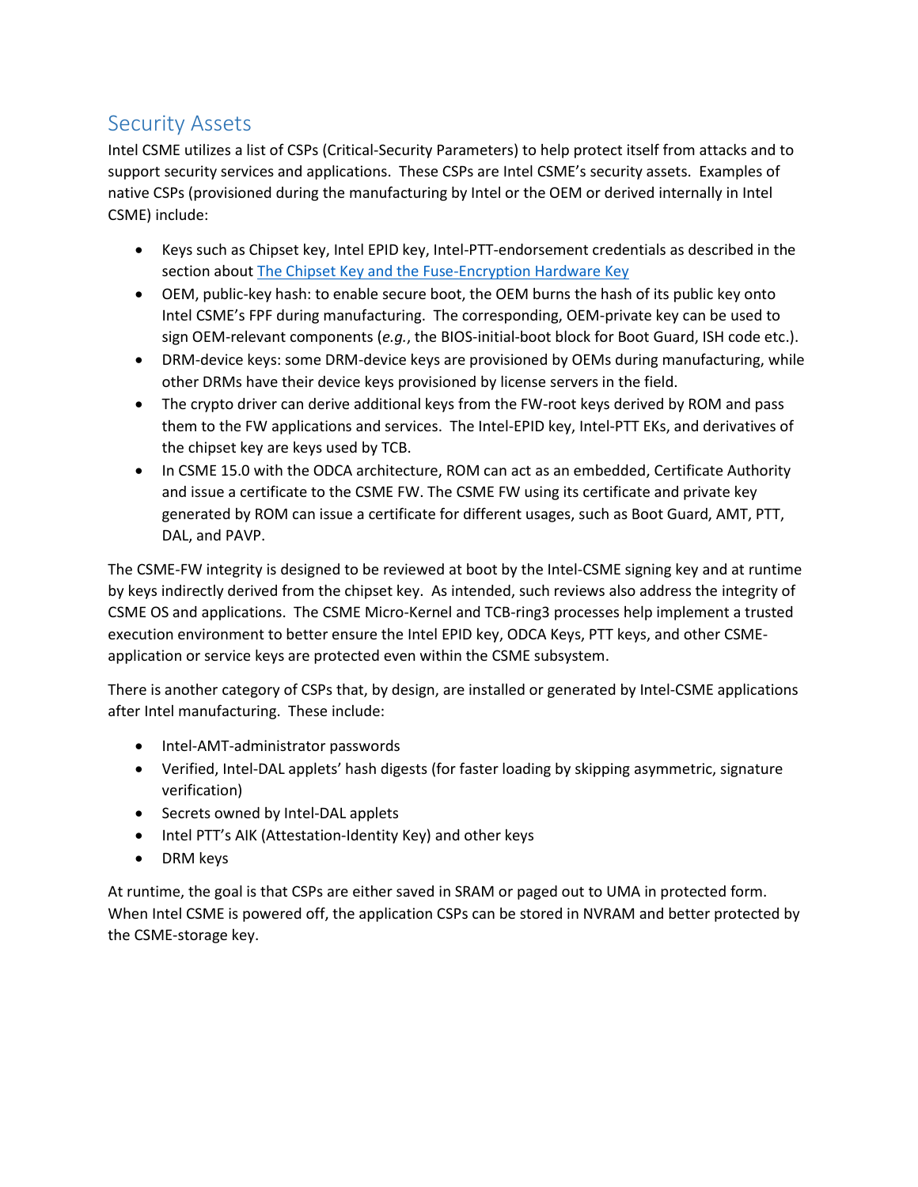## Security Assets

Intel CSME utilizes a list of CSPs (Critical-Security Parameters) to help protect itself from attacks and to support security services and applications. These CSPs are Intel CSME's security assets. Examples of native CSPs (provisioned during the manufacturing by Intel or the OEM or derived internally in Intel CSME) include:

- Keys such as Chipset key, Intel EPID key, Intel-PTT-endorsement credentials as described in the section about [The Chipset Key and the Fuse-Encryption Hardware Key]
- OEM, public-key hash: to enable secure boot, the OEM burns the hash of its public key onto Intel CSME's FPF during manufacturing. The corresponding, OEM-private key can be used to sign OEM-relevant components (*e.g.*, the BIOS-initial-boot block for Boot Guard, ISH code etc.).
- DRM-device keys: some DRM-device keys are provisioned by OEMs during manufacturing, while other DRMs have their device keys provisioned by license servers in the field.
- The crypto driver can derive additional keys from the FW-root keys derived by ROM and pass them to the FW applications and services. The Intel-EPID key, Intel-PTT EKs, and derivatives of the chipset key are keys used by TCB.
- In CSME 15.0 with the ODCA architecture, ROM can act as an embedded, Certificate Authority and issue a certificate to the CSME FW. The CSME FW using its certificate and private key generated by ROM can issue a certificate for different usages, such as Boot Guard, AMT, PTT, DAL, and PAVP.

The CSME-FW integrity is designed to be reviewed at boot by the Intel-CSME signing key and at runtime by keys indirectly derived from the chipset key. As intended, such reviews also address the integrity of CSME OS and applications. The CSME Micro-Kernel and TCB-ring3 processes help implement a trusted execution environment to better ensure the Intel EPID key, ODCA Keys, PTT keys, and other CSME-application or service keys are protected even within the CSME subsystem.

There is another category of CSPs that, by design, are installed or generated by Intel-CSME applications after Intel manufacturing. These include:

- Intel-AMT-administrator passwords
- Verified, Intel-DAL applets' hash digests (for faster loading by skipping asymmetric, signature verification)
- Secrets owned by Intel-DAL applets
- Intel PTT's AIK (Attestation-Identity Key) and other keys
- DRM keys

At runtime, the goal is that CSPs are either saved in SRAM or paged out to UMA in protected form. When Intel CSME is powered off, the application CSPs can be stored in NVRAM and better protected by the CSME-storage key.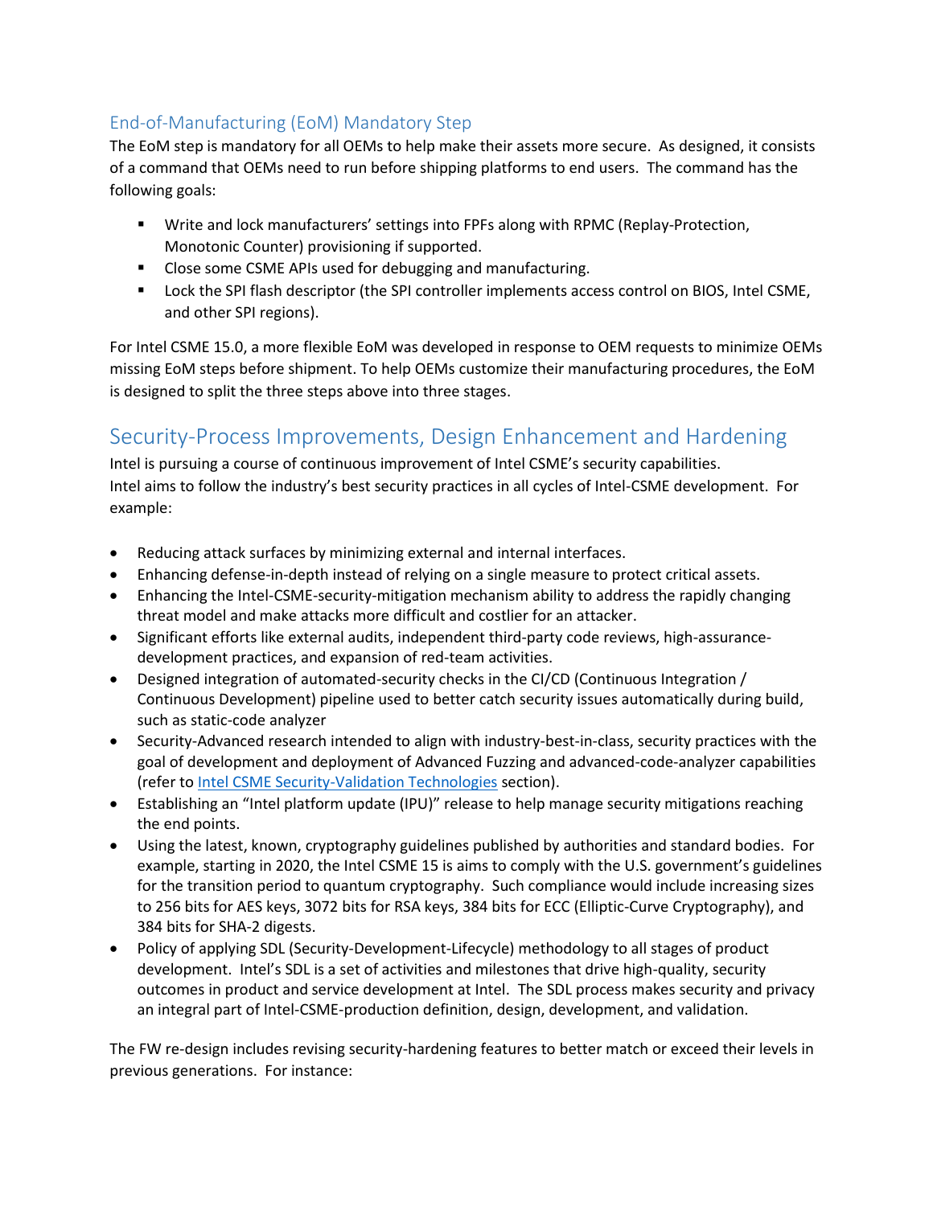### End-of-Manufacturing (EoM) Mandatory Step

The EoM step is mandatory for all OEMs to help make their assets more secure. As designed, it consists of a command that OEMs need to run before shipping platforms to end users. The command has the following goals:

- Write and lock manufacturers' settings into FPFs along with RPMC (Replay-Protection, Monotonic Counter) provisioning if supported.
- Close some CSME APIs used for debugging and manufacturing.
- Lock the SPI flash descriptor (the SPI controller implements access control on BIOS, Intel CSME, and other SPI regions).

For Intel CSME 15.0, a more flexible EoM was developed in response to OEM requests to minimize OEMs missing EoM steps before shipment. To help OEMs customize their manufacturing procedures, the EoM is designed to split the three steps above into three stages.

## Security-Process Improvements, Design Enhancement and Hardening

Intel is pursuing a course of continuous improvement of Intel CSME's security capabilities. Intel aims to follow the industry's best security practices in all cycles of Intel-CSME development. For example:

- Reducing attack surfaces by minimizing external and internal interfaces.
- Enhancing defense-in-depth instead of relying on a single measure to protect critical assets.
- Enhancing the Intel-CSME-security-mitigation mechanism ability to address the rapidly changing threat model and make attacks more difficult and costlier for an attacker.
- Significant efforts like external audits, independent third-party code reviews, high-assurance-development practices, and expansion of red-team activities.
- Designed integration of automated-security checks in the CI/CD (Continuous Integration / Continuous Development) pipeline used to better catch security issues automatically during build, such as static-code analyzer
- Security-Advanced research intended to align with industry-best-in-class, security practices with the goal of development and deployment of Advanced Fuzzing and advanced-code-analyzer capabilities (refer to Intel CSME Security-Validation Technologies section).
- Establishing an "Intel platform update (IPU)" release to help manage security mitigations reaching the end points.
- Using the latest, known, cryptography guidelines published by authorities and standard bodies. For example, starting in 2020, the Intel CSME 15 is aims to comply with the U.S. government's guidelines for the transition period to quantum cryptography. Such compliance would include increasing sizes to 256 bits for AES keys, 3072 bits for RSA keys, 384 bits for ECC (Elliptic-Curve Cryptography), and 384 bits for SHA-2 digests.
- Policy of applying SDL (Security-Development-Lifecycle) methodology to all stages of product development. Intel's SDL is a set of activities and milestones that drive high-quality, security outcomes in product and service development at Intel. The SDL process makes security and privacy an integral part of Intel-CSME-production definition, design, development, and validation.

The FW re-design includes revising security-hardening features to better match or exceed their levels in previous generations. For instance: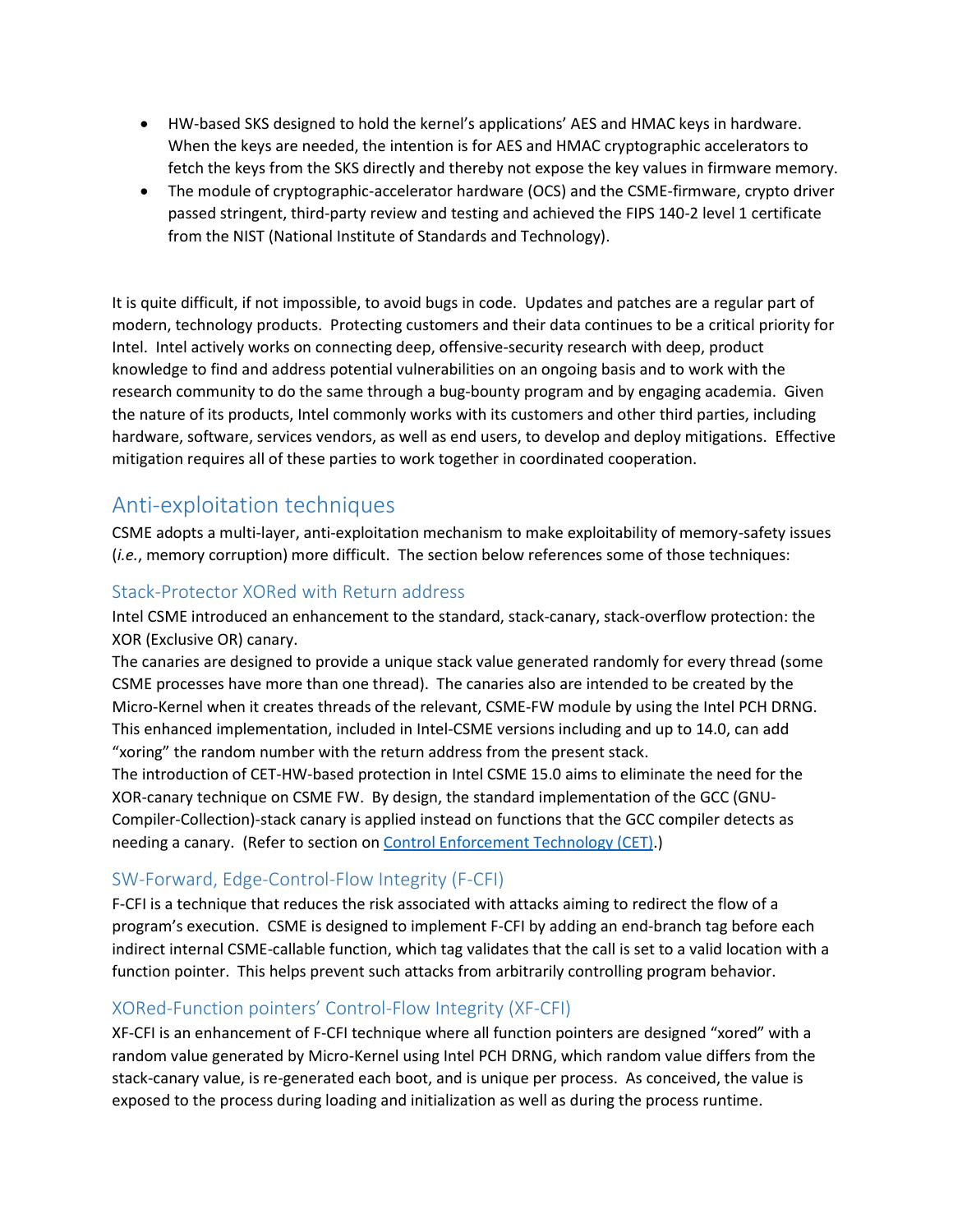- HW-based SKS designed to hold the kernel's applications' AES and HMAC keys in hardware. When the keys are needed, the intention is for AES and HMAC cryptographic accelerators to fetch the keys from the SKS directly and thereby not expose the key values in firmware memory.
- The module of cryptographic-accelerator hardware (OCS) and the CSME-firmware, crypto driver passed stringent, third-party review and testing and achieved the FIPS 140-2 level 1 certificate from the NIST (National Institute of Standards and Technology).

It is quite difficult, if not impossible, to avoid bugs in code. Updates and patches are a regular part of modern, technology products. Protecting customers and their data continues to be a critical priority for Intel. Intel actively works on connecting deep, offensive-security research with deep, product knowledge to find and address potential vulnerabilities on an ongoing basis and to work with the research community to do the same through a bug-bounty program and by engaging academia. Given the nature of its products, Intel commonly works with its customers and other third parties, including hardware, software, services vendors, as well as end users, to develop and deploy mitigations. Effective mitigation requires all of these parties to work together in coordinated cooperation.

## Anti-exploitation techniques

CSME adopts a multi-layer, anti-exploitation mechanism to make exploitability of memory-safety issues (*i.e.*, memory corruption) more difficult. The section below references some of those techniques:

### Stack-Protector XORed with Return address

Intel CSME introduced an enhancement to the standard, stack-canary, stack-overflow protection: the XOR (Exclusive OR) canary.

The canaries are designed to provide a unique stack value generated randomly for every thread (some CSME processes have more than one thread). The canaries also are intended to be created by the Micro-Kernel when it creates threads of the relevant, CSME-FW module by using the Intel PCH DRNG. This enhanced implementation, included in Intel-CSME versions including and up to 14.0, can add "xoring" the random number with the return address from the present stack.

The introduction of CET-HW-based protection in Intel CSME 15.0 aims to eliminate the need for the XOR-canary technique on CSME FW. By design, the standard implementation of the GCC (GNU-Compiler-Collection)-stack canary is applied instead on functions that the GCC compiler detects as needing a canary. (Refer to section on [Control Enforcement Technology (CET)](#).)

### SW-Forward, Edge-Control-Flow Integrity (F-CFI)

F-CFI is a technique that reduces the risk associated with attacks aiming to redirect the flow of a program's execution. CSME is designed to implement F-CFI by adding an end-branch tag before each indirect internal CSME-callable function, which tag validates that the call is set to a valid location with a function pointer. This helps prevent such attacks from arbitrarily controlling program behavior.

### XORed-Function pointers' Control-Flow Integrity (XF-CFI)

XF-CFI is an enhancement of F-CFI technique where all function pointers are designed "xored" with a random value generated by Micro-Kernel using Intel PCH DRNG, which random value differs from the stack-canary value, is re-generated each boot, and is unique per process. As conceived, the value is exposed to the process during loading and initialization as well as during the process runtime.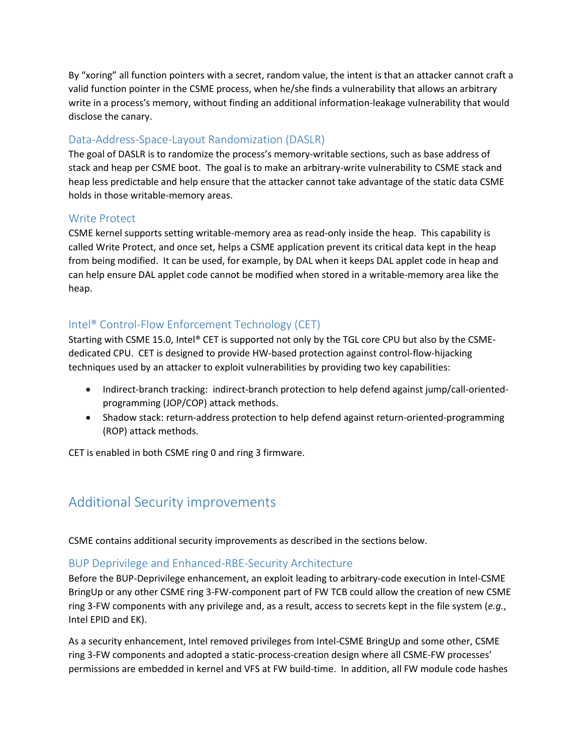By "xoring" all function pointers with a secret, random value, the intent is that an attacker cannot craft a valid function pointer in the CSME process, when he/she finds a vulnerability that allows an arbitrary write in a process's memory, without finding an additional information-leakage vulnerability that would disclose the canary.

### Data-Address-Space-Layout Randomization (DASLR)

The goal of DASLR is to randomize the process's memory-writable sections, such as base address of stack and heap per CSME boot. The goal is to make an arbitrary-write vulnerability to CSME stack and heap less predictable and help ensure that the attacker cannot take advantage of the static data CSME holds in those writable-memory areas.

### Write Protect

CSME kernel supports setting writable-memory area as read-only inside the heap. This capability is called Write Protect, and once set, helps a CSME application prevent its critical data kept in the heap from being modified. It can be used, for example, by DAL when it keeps DAL applet code in heap and can help ensure DAL applet code cannot be modified when stored in a writable-memory area like the heap.

### Intel® Control-Flow Enforcement Technology (CET)

Starting with CSME 15.0, Intel® CET is supported not only by the TGL core CPU but also by the CSME-dedicated CPU. CET is designed to provide HW-based protection against control-flow-hijacking techniques used by an attacker to exploit vulnerabilities by providing two key capabilities:

- Indirect-branch tracking: indirect-branch protection to help defend against jump/call-oriented-programming (JOP/COP) attack methods.
- Shadow stack: return-address protection to help defend against return-oriented-programming (ROP) attack methods.

CET is enabled in both CSME ring 0 and ring 3 firmware.

## Additional Security improvements

CSME contains additional security improvements as described in the sections below.

### BUP Deprivilege and Enhanced-RBE-Security Architecture

Before the BUP-Deprivilege enhancement, an exploit leading to arbitrary-code execution in Intel-CSME BringUp or any other CSME ring 3-FW-component part of FW TCB could allow the creation of new CSME ring 3-FW components with any privilege and, as a result, access to secrets kept in the file system (*e.g.*, Intel EPID and EK).

As a security enhancement, Intel removed privileges from Intel-CSME BringUp and some other, CSME ring 3-FW components and adopted a static-process-creation design where all CSME-FW processes' permissions are embedded in kernel and VFS at FW build-time. In addition, all FW module code hashes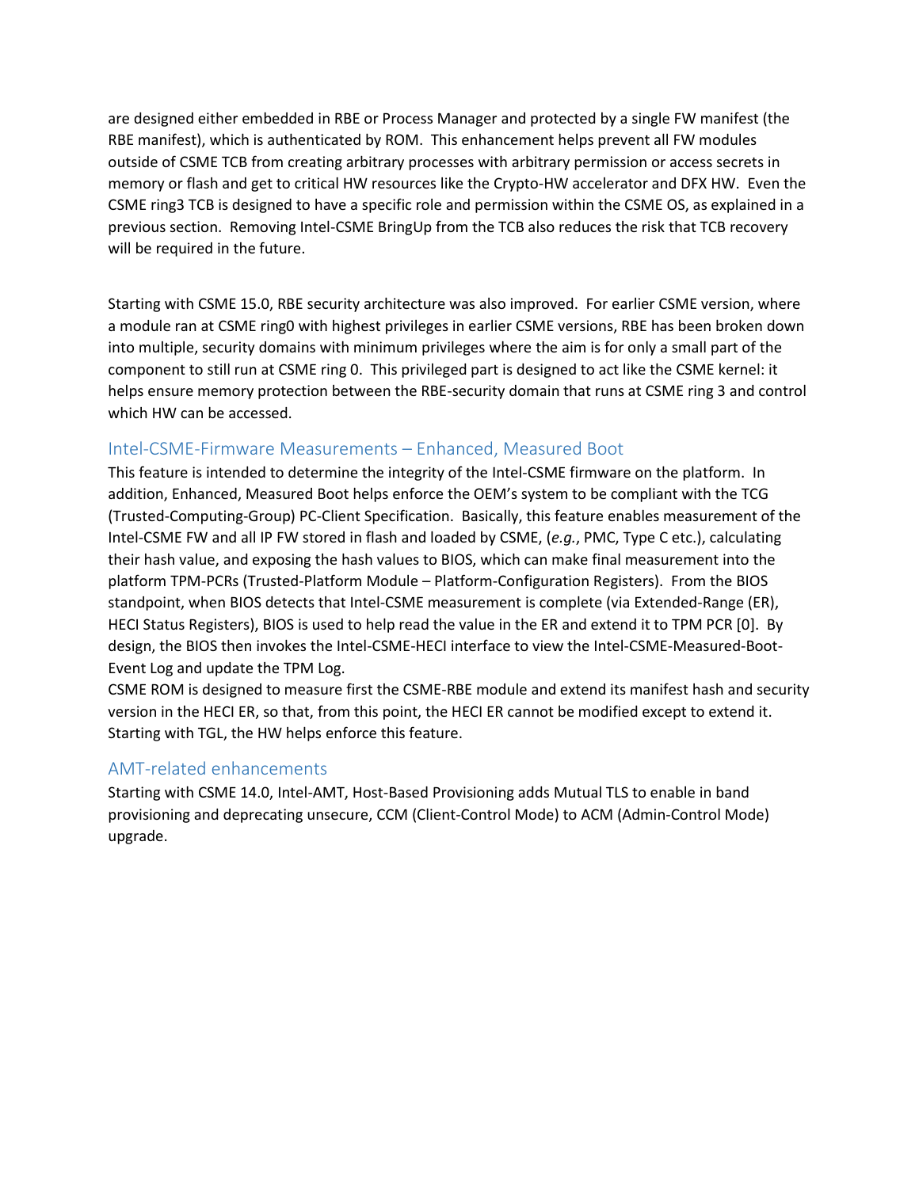are designed either embedded in RBE or Process Manager and protected by a single FW manifest (the RBE manifest), which is authenticated by ROM. This enhancement helps prevent all FW modules outside of CSME TCB from creating arbitrary processes with arbitrary permission or access secrets in memory or flash and get to critical HW resources like the Crypto-HW accelerator and DFX HW. Even the CSME ring3 TCB is designed to have a specific role and permission within the CSME OS, as explained in a previous section. Removing Intel-CSME BringUp from the TCB also reduces the risk that TCB recovery will be required in the future.

Starting with CSME 15.0, RBE security architecture was also improved. For earlier CSME version, where a module ran at CSME ring0 with highest privileges in earlier CSME versions, RBE has been broken down into multiple, security domains with minimum privileges where the aim is for only a small part of the component to still run at CSME ring 0. This privileged part is designed to act like the CSME kernel: it helps ensure memory protection between the RBE-security domain that runs at CSME ring 3 and control which HW can be accessed.

## Intel-CSME-Firmware Measurements – Enhanced, Measured Boot

This feature is intended to determine the integrity of the Intel-CSME firmware on the platform. In addition, Enhanced, Measured Boot helps enforce the OEM's system to be compliant with the TCG (Trusted-Computing-Group) PC-Client Specification. Basically, this feature enables measurement of the Intel-CSME FW and all IP FW stored in flash and loaded by CSME, (*e.g.*, PMC, Type C etc.), calculating their hash value, and exposing the hash values to BIOS, which can make final measurement into the platform TPM-PCRs (Trusted-Platform Module – Platform-Configuration Registers). From the BIOS standpoint, when BIOS detects that Intel-CSME measurement is complete (via Extended-Range (ER), HECI Status Registers), BIOS is used to help read the value in the ER and extend it to TPM PCR [0]. By design, the BIOS then invokes the Intel-CSME-HECI interface to view the Intel-CSME-Measured-Boot-Event Log and update the TPM Log.

CSME ROM is designed to measure first the CSME-RBE module and extend its manifest hash and security version in the HECI ER, so that, from this point, the HECI ER cannot be modified except to extend it. Starting with TGL, the HW helps enforce this feature.

## AMT-related enhancements

Starting with CSME 14.0, Intel-AMT, Host-Based Provisioning adds Mutual TLS to enable in band provisioning and deprecating unsecure, CCM (Client-Control Mode) to ACM (Admin-Control Mode) upgrade.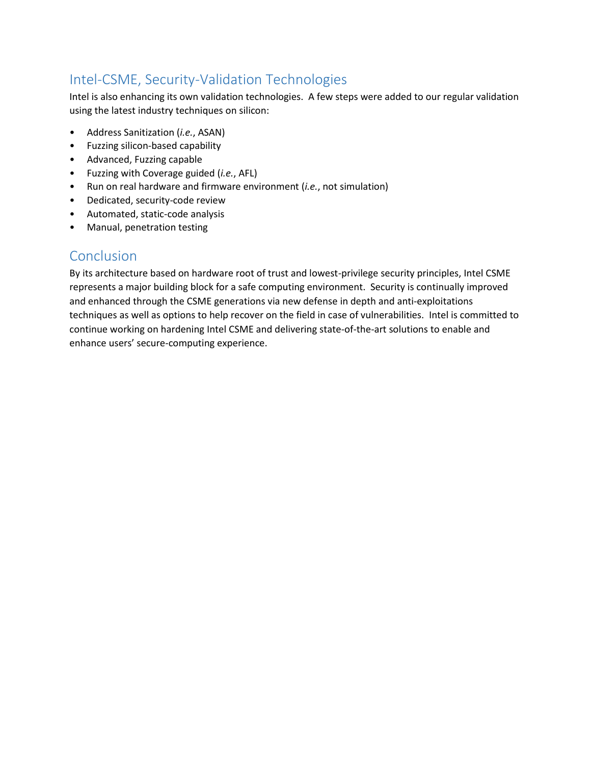## Intel-CSME, Security-Validation Technologies

Intel is also enhancing its own validation technologies. A few steps were added to our regular validation using the latest industry techniques on silicon:

- Address Sanitization (*i.e.*, ASAN)
- Fuzzing silicon-based capability
- Advanced, Fuzzing capable
- Fuzzing with Coverage guided (*i.e.*, AFL)
- Run on real hardware and firmware environment (*i.e.*, not simulation)
- Dedicated, security-code review
- Automated, static-code analysis
- Manual, penetration testing

## Conclusion

By its architecture based on hardware root of trust and lowest-privilege security principles, Intel CSME represents a major building block for a safe computing environment. Security is continually improved and enhanced through the CSME generations via new defense in depth and anti-exploitations techniques as well as options to help recover on the field in case of vulnerabilities. Intel is committed to continue working on hardening Intel CSME and delivering state-of-the-art solutions to enable and enhance users' secure-computing experience.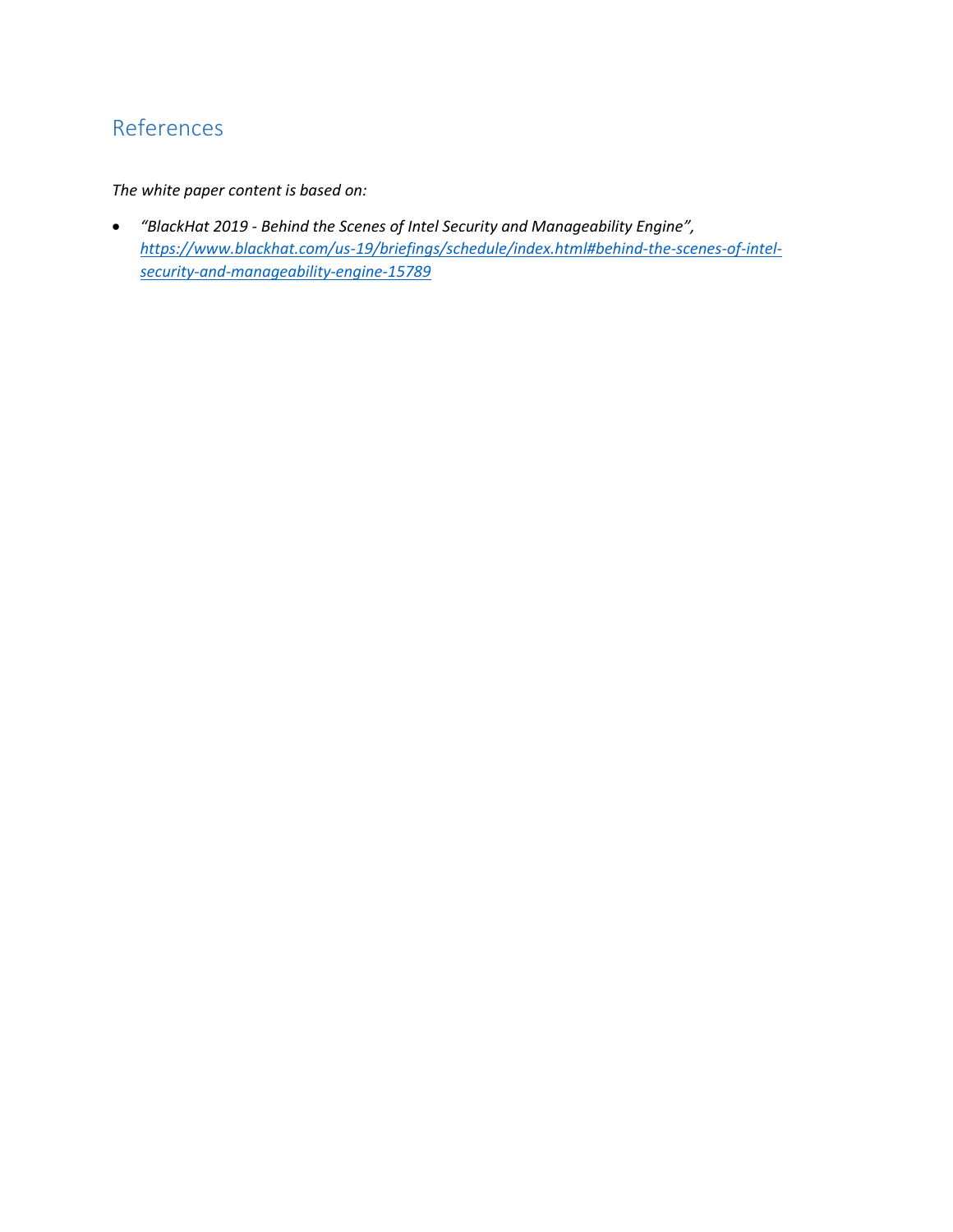## References

*The white paper content is based on:*

- *"BlackHat 2019 - Behind the Scenes of Intel Security and Manageability Engine",* *[https://www.blackhat.com/us-19/briefings/schedule/index.html#behind-the-scenes-of-intel-security-and-manageability-engine-15789](https://www.blackhat.com/us-19/briefings/schedule/index.html#behind-the-scenes-of-intel-security-and-manageability-engine-15789)*